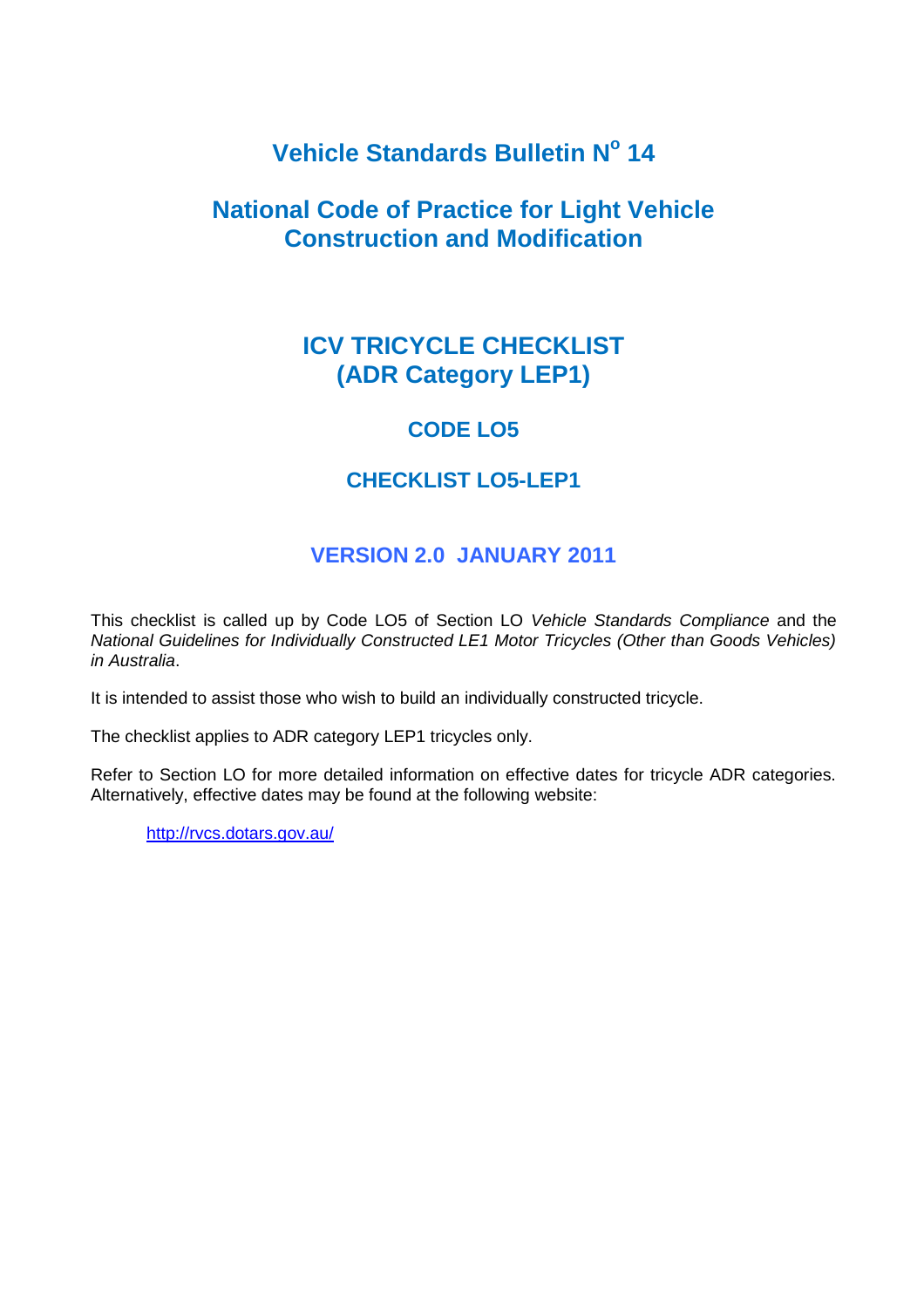# Vehicle Standards Bulletin N° 14

# National Code of Practice for Light Vehicle Construction and Modification

## ICV TRICYCLE CHECKLIST (ADR Category LEP1)

### CODE LO5

### CHECKLIST LO5-LEP1

### VERSION 2.0 JANUARY 2011

This checklist is called up by Code LO5 of Section LO *Vehicle Standards Compliance* and the *National Guidelines for Individually Constructed LE1 Motor Tricycles (Other than Goods Vehicles) in Australia*.

It is intended to assist those who wish to build an individually constructed tricycle.

The checklist applies to ADR category LEP1 tricycles only.

Refer to Section LO for more detailed information on effective dates for tricycle ADR categories. Alternatively, effective dates may be found at the following website:

http://rvcs.dotars.gov.au/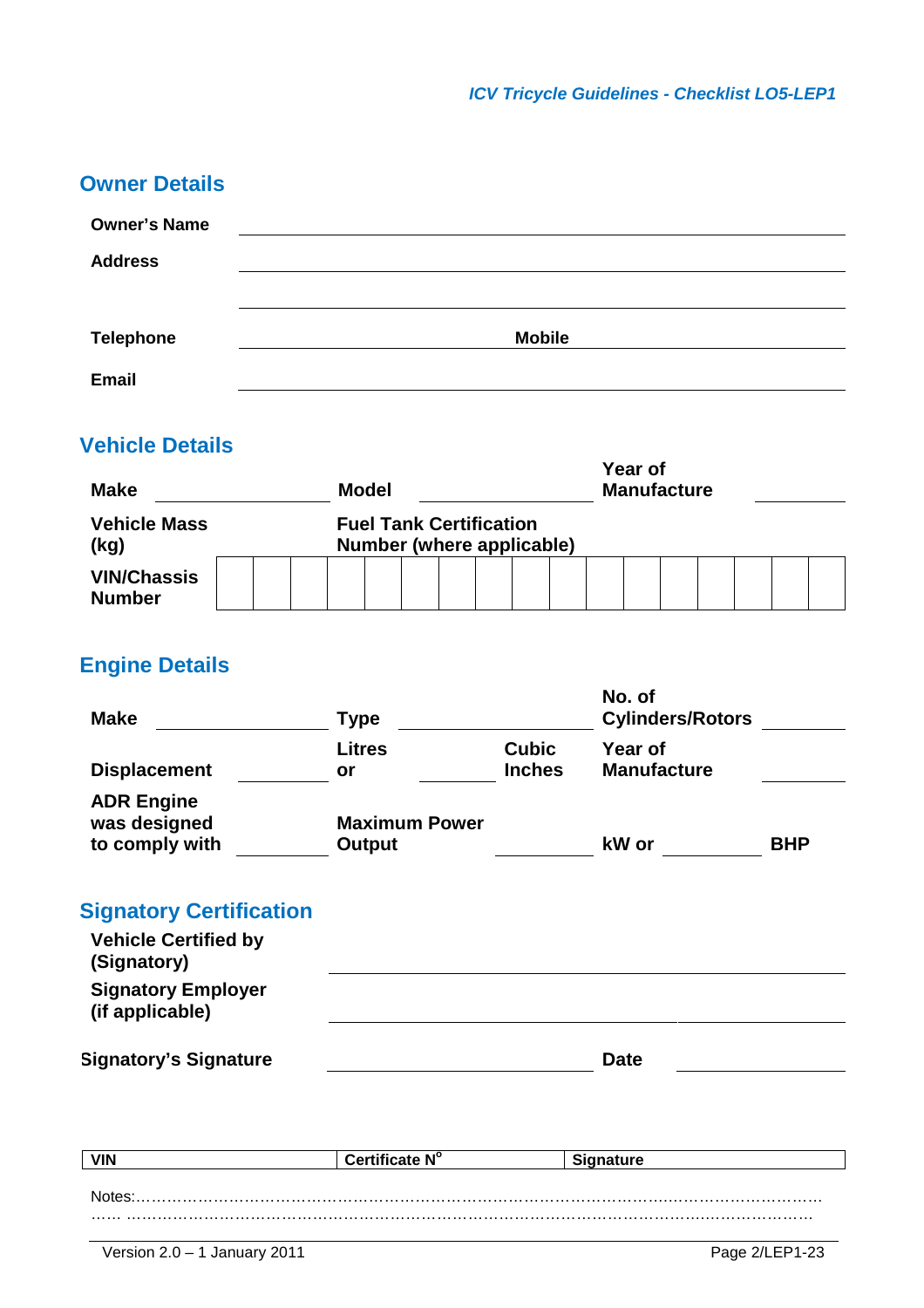## Owner Details

**Owner's Name** ______________________________

**Address** ______________________________

______________________________

**Telephone** ______________ **Mobile** ______________

**Email** ______________________________

## Vehicle Details

**Make** ______________ **Model** ______________ **Year of Manufacture** ______________

**Vehicle Mass (kg)** ______________ **Fuel Tank Certification Number (where applicable)** ______________

| VIN/Chassis Number | | | | | | | | | | | | | | | | | |
|---|---|---|---|---|---|---|---|---|---|---|---|---|---|---|---|---|---|

## Engine Details

**Make** ______________ **Type** ______________ **No. of Cylinders/Rotors** ______________

**Displacement** ______________ **Litres or** ______________ **Cubic Inches** **Year of Manufacture** ______________

**ADR Engine was designed to comply with** ______________ **Maximum Power Output** ______________ **kW or** ______________ **BHP**

## Signatory Certification

**Vehicle Certified by (Signatory)** ______________________________

**Signatory Employer (if applicable)** ______________________________

**Signatory's Signature** ______________ **Date** ______________

| VIN | Certificate N° | Signature |
|---|---|---|

Notes:……………………………………………………………………………………………………………………
…… ……………………………………………………………………………………………………………………

Version 2.0 – 1 January 2011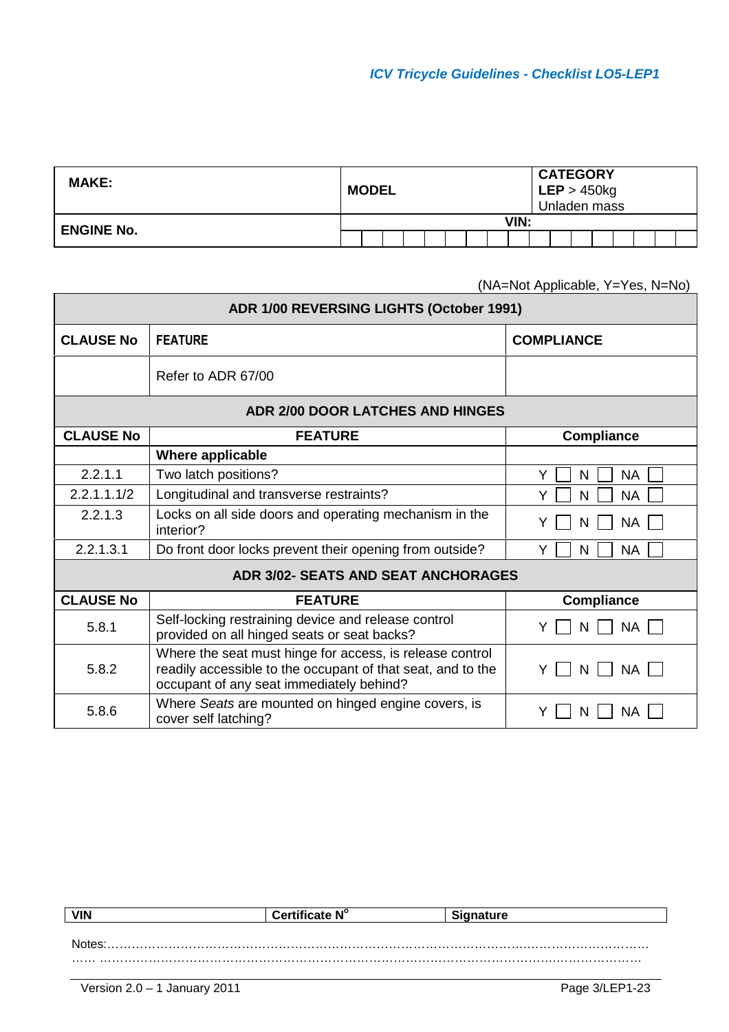| **MAKE:** | **MODEL** | **CATEGORY** **LEP** > 450kg Unladen mass |
|---|---|---|
| **ENGINE No.** | **VIN:** | |

(NA=Not Applicable, Y=Yes, N=No)

| **ADR 1/00 REVERSING LIGHTS (October 1991)** | | |
|---|---|---|
| **CLAUSE No** | **FEATURE** | **COMPLIANCE** |
| | Refer to ADR 67/00 | |

| **ADR 2/00 DOOR LATCHES AND HINGES** | | |
|---|---|---|
| **CLAUSE No** | **FEATURE** | **Compliance** |
| | **Where applicable** | |
| 2.2.1.1 | Two latch positions? | Y ☐ N ☐ NA ☐ |
| 2.2.1.1.1/2 | Longitudinal and transverse restraints? | Y ☐ N ☐ NA ☐ |
| 2.2.1.3 | Locks on all side doors and operating mechanism in the interior? | Y ☐ N ☐ NA ☐ |
| 2.2.1.3.1 | Do front door locks prevent their opening from outside? | Y ☐ N ☐ NA ☐ |

| **ADR 3/02- SEATS AND SEAT ANCHORAGES** | | |
|---|---|---|
| **CLAUSE No** | **FEATURE** | **Compliance** |
| 5.8.1 | Self-locking restraining device and release control provided on all hinged seats or seat backs? | Y ☐ N ☐ NA ☐ |
| 5.8.2 | Where the seat must hinge for access, is release control readily accessible to the occupant of that seat, and to the occupant of any seat immediately behind? | Y ☐ N ☐ NA ☐ |
| 5.8.6 | Where *Seats* are mounted on hinged engine covers, is cover self latching? | Y ☐ N ☐ NA ☐ |

| **VIN** | **Certificate N°** | **Signature** |
|---|---|---|

Notes:…………………………………………………………………………………………………………………
…… ……………………………………………………………………………………………………………………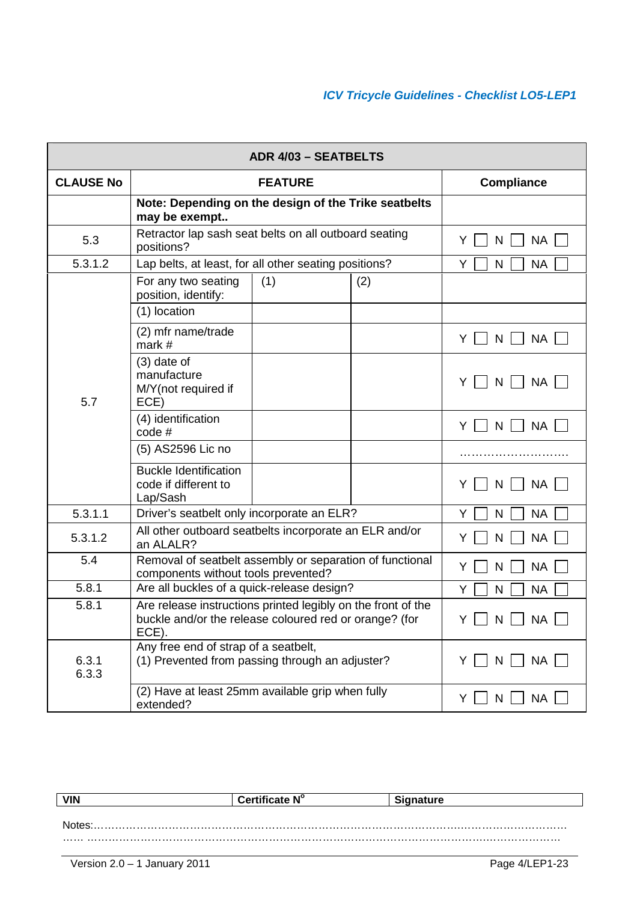| ADR 4/03 – SEATBELTS | | | |
|---|---|---|---|
| **CLAUSE No** | **FEATURE** | | **Compliance** |
| | **Note: Depending on the design of the Trike seatbelts may be exempt..** | | |
| 5.3 | Retractor lap sash seat belts on all outboard seating positions? | | Y ☐ N ☐ NA ☐ |
| 5.3.1.2 | Lap belts, at least, for all other seating positions? | | Y ☐ N ☐ NA ☐ |
| 5.7 | For any two seating position, identify: | (1) | (2) | |
| | (1) location | | | |
| | (2) mfr name/trade mark # | | | Y ☐ N ☐ NA ☐ |
| | (3) date of manufacture M/Y(not required if ECE) | | | Y ☐ N ☐ NA ☐ |
| | (4) identification code # | | | Y ☐ N ☐ NA ☐ |
| | (5) AS2596 Lic no | | | ……………………… |
| | Buckle Identification code if different to Lap/Sash | | | Y ☐ N ☐ NA ☐ |
| 5.3.1.1 | Driver's seatbelt only incorporate an ELR? | | Y ☐ N ☐ NA ☐ |
| 5.3.1.2 | All other outboard seatbelts incorporate an ELR and/or an ALALR? | | Y ☐ N ☐ NA ☐ |
| 5.4 | Removal of seatbelt assembly or separation of functional components without tools prevented? | | Y ☐ N ☐ NA ☐ |
| 5.8.1 | Are all buckles of a quick-release design? | | Y ☐ N ☐ NA ☐ |
| 5.8.1 | Are release instructions printed legibly on the front of the buckle and/or the release coloured red or orange? (for ECE). | | Y ☐ N ☐ NA ☐ |
| 6.3.1<br>6.3.3 | Any free end of strap of a seatbelt,<br>(1) Prevented from passing through an adjuster? | | Y ☐ N ☐ NA ☐ |
| | (2) Have at least 25mm available grip when fully extended? | | Y ☐ N ☐ NA ☐ |

| VIN | Certificate N° | Signature |
|---|---|---|
| | | |

Notes:…………………………………………………………………………………………………………………
…… ……………………………………………………………………………………………………………………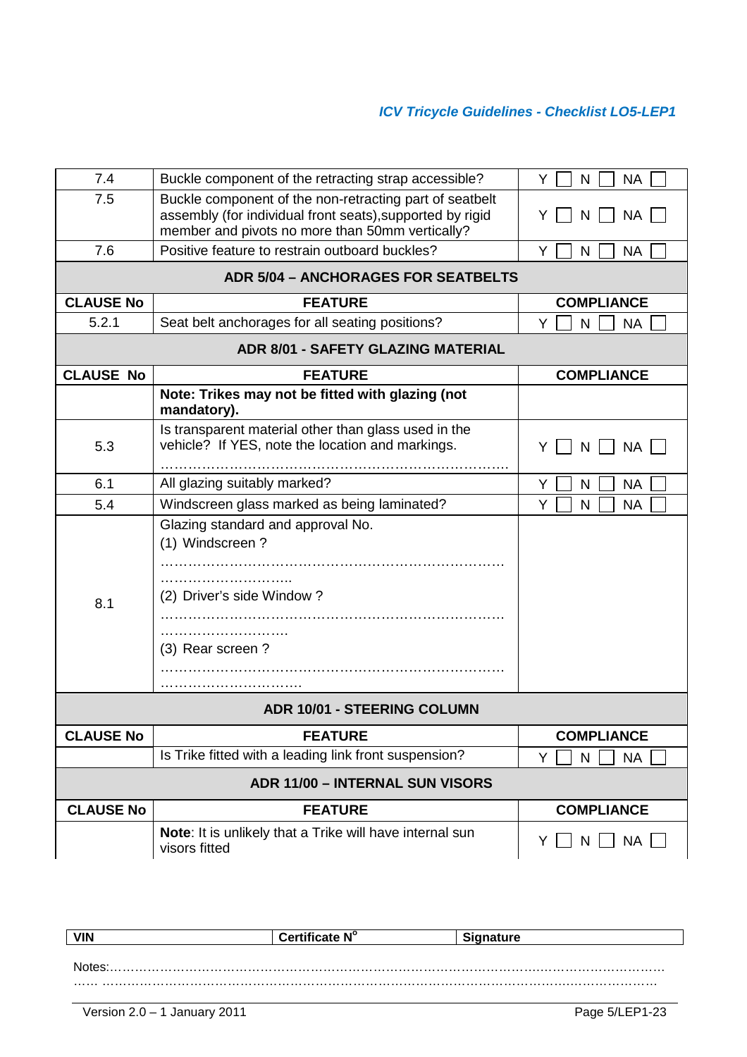| | | |
|---|---|---|
| 7.4 | Buckle component of the retracting strap accessible? | Y ☐ N ☐ NA ☐ |
| 7.5 | Buckle component of the non-retracting part of seatbelt assembly (for individual front seats),supported by rigid member and pivots no more than 50mm vertically? | Y ☐ N ☐ NA ☐ |
| 7.6 | Positive feature to restrain outboard buckles? | Y ☐ N ☐ NA ☐ |
| **ADR 5/04 – ANCHORAGES FOR SEATBELTS** | | |
| **CLAUSE No** | **FEATURE** | **COMPLIANCE** |
| 5.2.1 | Seat belt anchorages for all seating positions? | Y ☐ N ☐ NA ☐ |
| **ADR 8/01 - SAFETY GLAZING MATERIAL** | | |
| **CLAUSE No** | **FEATURE** | **COMPLIANCE** |
| | **Note: Trikes may not be fitted with glazing (not mandatory).** | |
| 5.3 | Is transparent material other than glass used in the vehicle? If YES, note the location and markings. ………………………………………………………………… | Y ☐ N ☐ NA ☐ |
| 6.1 | All glazing suitably marked? | Y ☐ N ☐ NA ☐ |
| 5.4 | Windscreen glass marked as being laminated? | Y ☐ N ☐ NA ☐ |
| 8.1 | Glazing standard and approval No.<br>(1) Windscreen ?<br>…………………………………………………………………<br>………………………..<br>(2) Driver's side Window ?<br>…………………………………………………………………<br>………………………<br>(3) Rear screen ?<br>…………………………………………………………………<br>………………………… | |
| **ADR 10/01 - STEERING COLUMN** | | |
| **CLAUSE No** | **FEATURE** | **COMPLIANCE** |
| | Is Trike fitted with a leading link front suspension? | Y ☐ N ☐ NA ☐ |
| **ADR 11/00 – INTERNAL SUN VISORS** | | |
| **CLAUSE No** | **FEATURE** | **COMPLIANCE** |
| | **Note**: It is unlikely that a Trike will have internal sun visors fitted | Y ☐ N ☐ NA ☐ |

| VIN | Certificate N° | Signature |
|---|---|---|

Notes:……………………………………………………………………………………………………………
…… ……………………………………………………………………………………………………………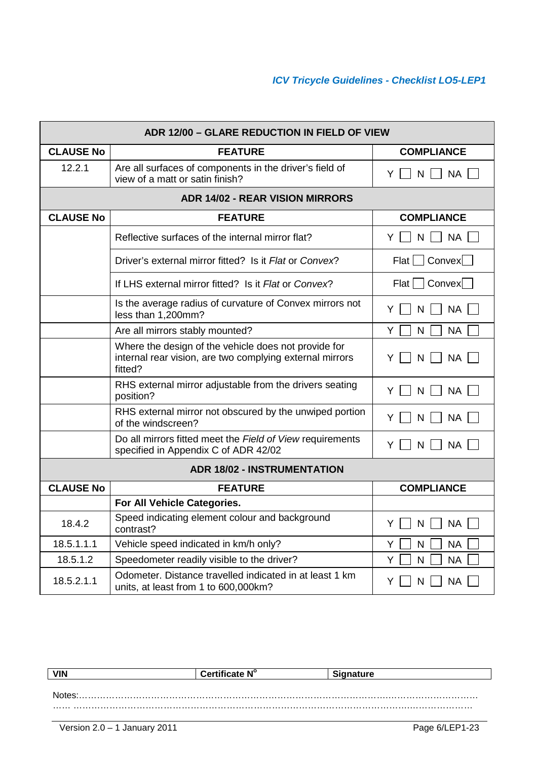| ADR 12/00 – GLARE REDUCTION IN FIELD OF VIEW | | |
|---|---|---|
| **CLAUSE No** | **FEATURE** | **COMPLIANCE** |
| 12.2.1 | Are all surfaces of components in the driver's field of view of a matt or satin finish? | Y ☐ N ☐ NA ☐ |

| ADR 14/02 - REAR VISION MIRRORS | | |
|---|---|---|
| **CLAUSE No** | **FEATURE** | **COMPLIANCE** |
| | Reflective surfaces of the internal mirror flat? | Y ☐ N ☐ NA ☐ |
| | Driver's external mirror fitted? Is it *Flat* or *Convex*? | Flat ☐ Convex ☐ |
| | If LHS external mirror fitted? Is it *Flat* or *Convex*? | Flat ☐ Convex ☐ |
| | Is the average radius of curvature of Convex mirrors not less than 1,200mm? | Y ☐ N ☐ NA ☐ |
| | Are all mirrors stably mounted? | Y ☐ N ☐ NA ☐ |
| | Where the design of the vehicle does not provide for internal rear vision, are two complying external mirrors fitted? | Y ☐ N ☐ NA ☐ |
| | RHS external mirror adjustable from the drivers seating position? | Y ☐ N ☐ NA ☐ |
| | RHS external mirror not obscured by the unwiped portion of the windscreen? | Y ☐ N ☐ NA ☐ |
| | Do all mirrors fitted meet the *Field of View* requirements specified in Appendix C of ADR 42/02 | Y ☐ N ☐ NA ☐ |

| ADR 18/02 - INSTRUMENTATION | | |
|---|---|---|
| **CLAUSE No** | **FEATURE** | **COMPLIANCE** |
| | **For All Vehicle Categories.** | |
| 18.4.2 | Speed indicating element colour and background contrast? | Y ☐ N ☐ NA ☐ |
| 18.5.1.1.1 | Vehicle speed indicated in km/h only? | Y ☐ N ☐ NA ☐ |
| 18.5.1.2 | Speedometer readily visible to the driver? | Y ☐ N ☐ NA ☐ |
| 18.5.2.1.1 | Odometer. Distance travelled indicated in at least 1 km units, at least from 1 to 600,000km? | Y ☐ N ☐ NA ☐ |

| VIN | Certificate N° | Signature |
|---|---|---|

Notes:……………………………………………………………………………………………………………
…… ………………………………………………………………………………………………………………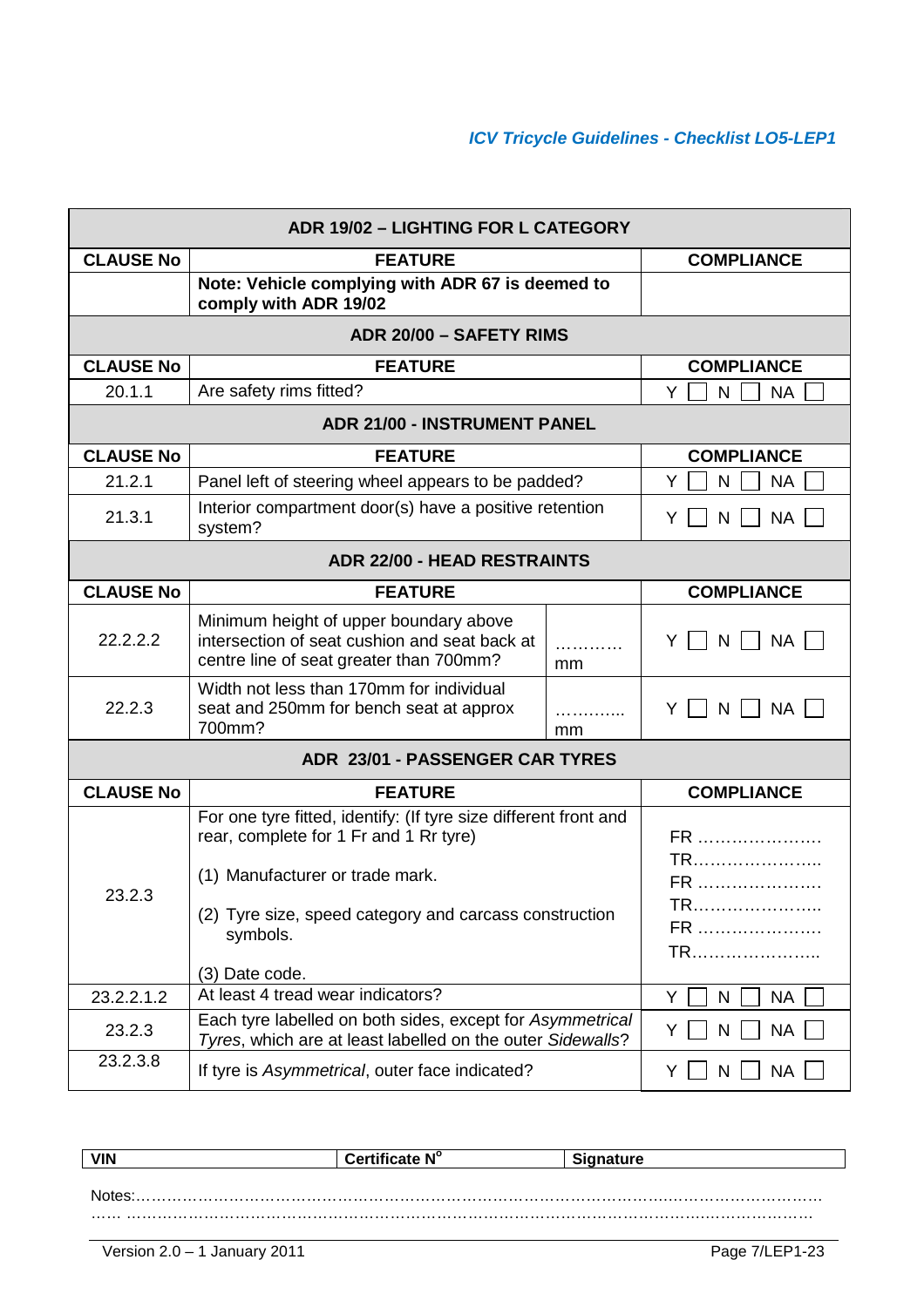| ADR 19/02 – LIGHTING FOR L CATEGORY | | | |
|---|---|---|---|
| **CLAUSE No** | **FEATURE** | | **COMPLIANCE** |
| | **Note: Vehicle complying with ADR 67 is deemed to comply with ADR 19/02** | | |
| **ADR 20/00 – SAFETY RIMS** | | | |
| **CLAUSE No** | **FEATURE** | | **COMPLIANCE** |
| 20.1.1 | Are safety rims fitted? | | Y ☐ N ☐ NA ☐ |
| **ADR 21/00 - INSTRUMENT PANEL** | | | |
| **CLAUSE No** | **FEATURE** | | **COMPLIANCE** |
| 21.2.1 | Panel left of steering wheel appears to be padded? | | Y ☐ N ☐ NA ☐ |
| 21.3.1 | Interior compartment door(s) have a positive retention system? | | Y ☐ N ☐ NA ☐ |
| **ADR 22/00 - HEAD RESTRAINTS** | | | |
| **CLAUSE No** | **FEATURE** | | **COMPLIANCE** |
| 22.2.2.2 | Minimum height of upper boundary above intersection of seat cushion and seat back at centre line of seat greater than 700mm? | ………… mm | Y ☐ N ☐ NA ☐ |
| 22.2.3 | Width not less than 170mm for individual seat and 250mm for bench seat at approx 700mm? | ………… mm | Y ☐ N ☐ NA ☐ |
| **ADR 23/01 - PASSENGER CAR TYRES** | | | |
| **CLAUSE No** | **FEATURE** | | **COMPLIANCE** |
| 23.2.3 | For one tyre fitted, identify: (If tyre size different front and rear, complete for 1 Fr and 1 Rr tyre)<br><br>(1) Manufacturer or trade mark.<br><br>(2) Tyre size, speed category and carcass construction symbols.<br><br>(3) Date code. | | FR ………………….<br>TR…………………..<br>FR ………………….<br>TR…………………..<br>FR ………………….<br>TR………………….. |
| 23.2.2.1.2 | At least 4 tread wear indicators? | | Y ☐ N ☐ NA ☐ |
| 23.2.3 | Each tyre labelled on both sides, except for *Asymmetrical Tyres*, which are at least labelled on the outer *Sidewalls*? | | Y ☐ N ☐ NA ☐ |
| 23.2.3.8 | If tyre is *Asymmetrical*, outer face indicated? | | Y ☐ N ☐ NA ☐ |

| **VIN** | **Certificate N°** | **Signature** |
|---|---|---|

Notes:…………………………………………………………………………………………………………………
…… ……………………………………………………………………………………………………………………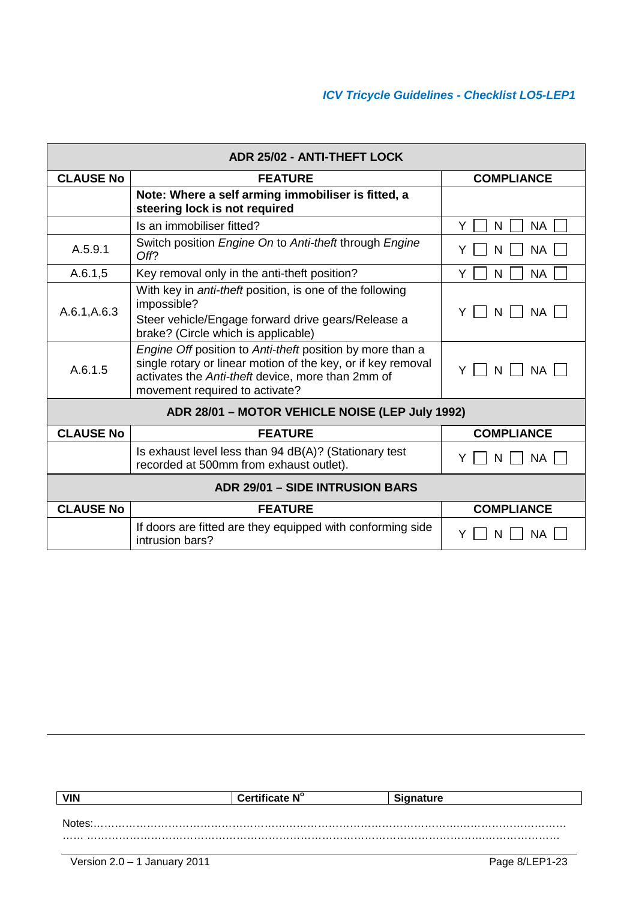| ADR 25/02 - ANTI-THEFT LOCK | | |
|---|---|---|
| **CLAUSE No** | **FEATURE** | **COMPLIANCE** |
| | **Note: Where a self arming immobiliser is fitted, a steering lock is not required** | |
| | Is an immobiliser fitted? | Y ☐ N ☐ NA ☐ |
| A.5.9.1 | Switch position *Engine On* to *Anti-theft* through *Engine Off*? | Y ☐ N ☐ NA ☐ |
| A.6.1,5 | Key removal only in the anti-theft position? | Y ☐ N ☐ NA ☐ |
| A.6.1,A.6.3 | With key in *anti-theft* position, is one of the following impossible?<br>Steer vehicle/Engage forward drive gears/Release a brake? (Circle which is applicable) | Y ☐ N ☐ NA ☐ |
| A.6.1.5 | *Engine Off* position to *Anti-theft* position by more than a single rotary or linear motion of the key, or if key removal activates the *Anti-theft* device, more than 2mm of movement required to activate? | Y ☐ N ☐ NA ☐ |

| ADR 28/01 – MOTOR VEHICLE NOISE (LEP July 1992) | | |
|---|---|---|
| **CLAUSE No** | **FEATURE** | **COMPLIANCE** |
| | Is exhaust level less than 94 dB(A)? (Stationary test recorded at 500mm from exhaust outlet). | Y ☐ N ☐ NA ☐ |

| ADR 29/01 – SIDE INTRUSION BARS | | |
|---|---|---|
| **CLAUSE No** | **FEATURE** | **COMPLIANCE** |
| | If doors are fitted are they equipped with conforming side intrusion bars? | Y ☐ N ☐ NA ☐ |

| **VIN** | **Certificate N°** | **Signature** |
|---|---|---|

Notes:……………………………………………………………………………………………………………………
…… ……………………………………………………………………………………………………………………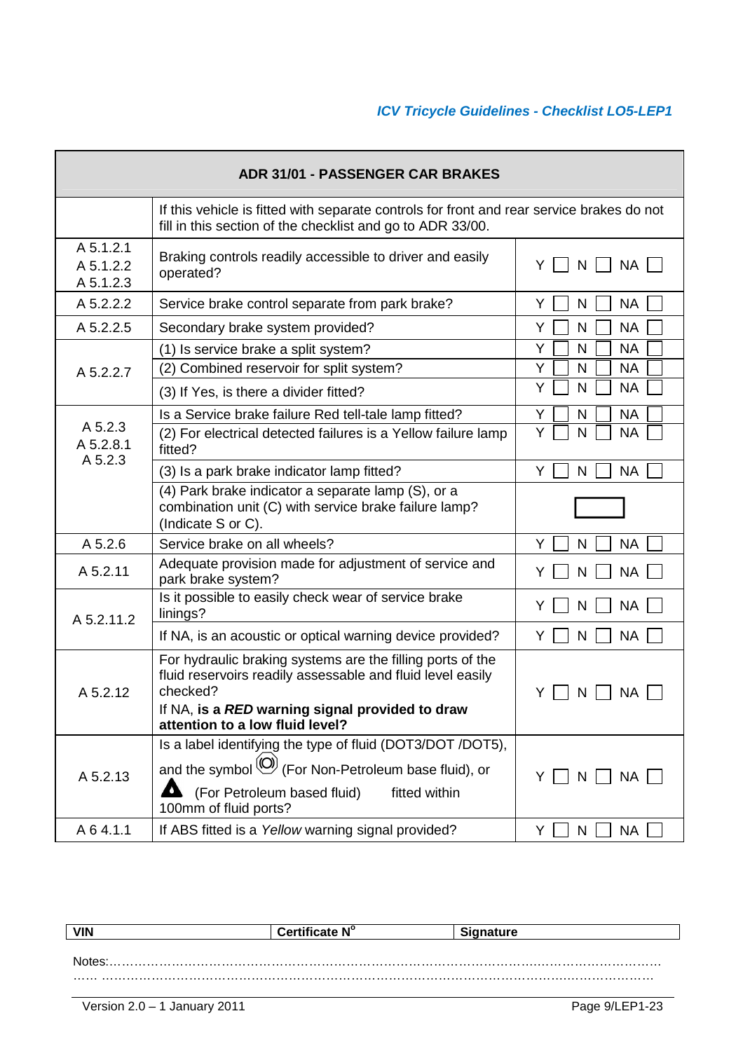| ADR 31/01 - PASSENGER CAR BRAKES | | |
|---|---|---|
| | If this vehicle is fitted with separate controls for front and rear service brakes do not fill in this section of the checklist and go to ADR 33/00. | |
| A 5.1.2.1<br>A 5.1.2.2<br>A 5.1.2.3 | Braking controls readily accessible to driver and easily operated? | Y ☐ N ☐ NA ☐ |
| A 5.2.2.2 | Service brake control separate from park brake? | Y ☐ N ☐ NA ☐ |
| A 5.2.2.5 | Secondary brake system provided? | Y ☐ N ☐ NA ☐ |
| A 5.2.2.7 | (1) Is service brake a split system? | Y ☐ N ☐ NA ☐ |
| | (2) Combined reservoir for split system? | Y ☐ N ☐ NA ☐ |
| | (3) If Yes, is there a divider fitted? | Y ☐ N ☐ NA ☐ |
| A 5.2.3<br>A 5.2.8.1<br>A 5.2.3 | Is a Service brake failure Red tell-tale lamp fitted? | Y ☐ N ☐ NA ☐ |
| | (2) For electrical detected failures is a Yellow failure lamp fitted? | Y ☐ N ☐ NA ☐ |
| | (3) Is a park brake indicator lamp fitted? | Y ☐ N ☐ NA ☐ |
| | (4) Park brake indicator a separate lamp (S), or a combination unit (C) with service brake failure lamp? (Indicate S or C). | ☐ |
| A 5.2.6 | Service brake on all wheels? | Y ☐ N ☐ NA ☐ |
| A 5.2.11 | Adequate provision made for adjustment of service and park brake system? | Y ☐ N ☐ NA ☐ |
| A 5.2.11.2 | Is it possible to easily check wear of service brake linings? | Y ☐ N ☐ NA ☐ |
| | If NA, is an acoustic or optical warning device provided? | Y ☐ N ☐ NA ☐ |
| A 5.2.12 | For hydraulic braking systems are the filling ports of the fluid reservoirs readily assessable and fluid level easily checked?<br>If NA, **is a *RED* warning signal provided to draw attention to a low fluid level?** | Y ☐ N ☐ NA ☐ |
| A 5.2.13 | Is a label identifying the type of fluid (DOT3/DOT /DOT5), and the symbol (For Non-Petroleum base fluid), or (For Petroleum based fluid) fitted within 100mm of fluid ports? | Y ☐ N ☐ NA ☐ |
| A 6 4.1.1 | If ABS fitted is a *Yellow* warning signal provided? | Y ☐ N ☐ NA ☐ |

| VIN | Certificate N° | Signature |
|---|---|---|

Notes:…………………………………………………………………………………………………………………
…… ……………………………………………………………………………………………………………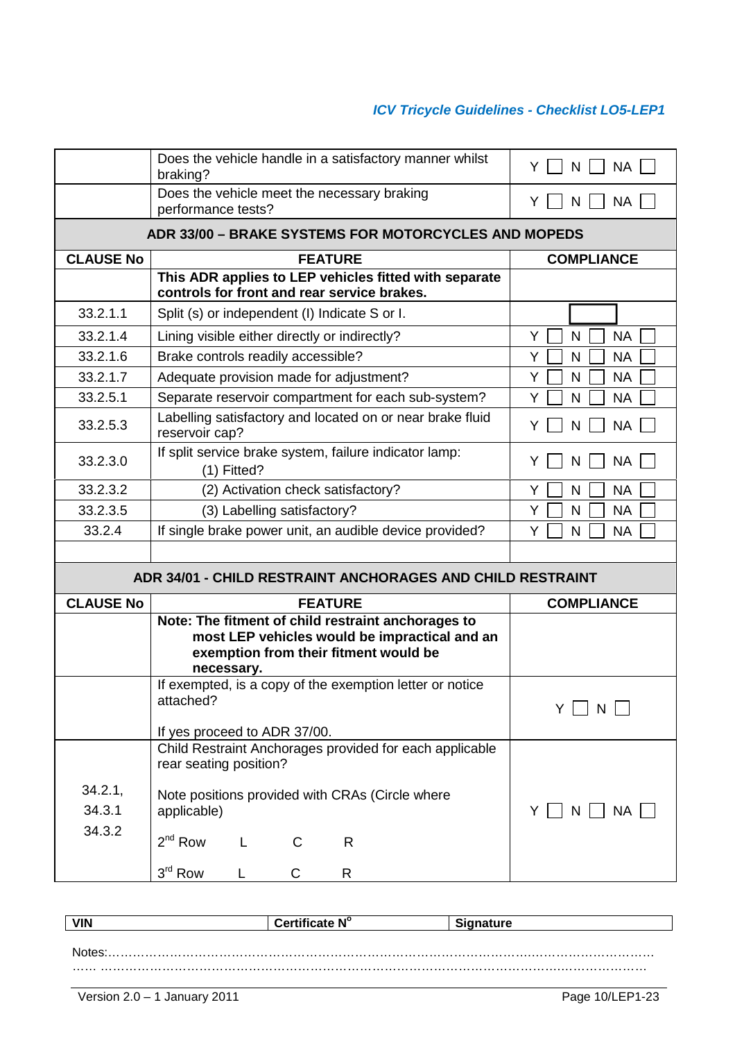| | | |
|---|---|---|
| | Does the vehicle handle in a satisfactory manner whilst braking? | Y ☐ N ☐ NA ☐ |
| | Does the vehicle meet the necessary braking performance tests? | Y ☐ N ☐ NA ☐ |

**ADR 33/00 – BRAKE SYSTEMS FOR MOTORCYCLES AND MOPEDS**

| CLAUSE No | FEATURE | COMPLIANCE |
|---|---|---|
| | **This ADR applies to LEP vehicles fitted with separate controls for front and rear service brakes.** | |
| 33.2.1.1 | Split (s) or independent (I) Indicate S or I. | ☐ |
| 33.2.1.4 | Lining visible either directly or indirectly? | Y ☐ N ☐ NA ☐ |
| 33.2.1.6 | Brake controls readily accessible? | Y ☐ N ☐ NA ☐ |
| 33.2.1.7 | Adequate provision made for adjustment? | Y ☐ N ☐ NA ☐ |
| 33.2.5.1 | Separate reservoir compartment for each sub-system? | Y ☐ N ☐ NA ☐ |
| 33.2.5.3 | Labelling satisfactory and located on or near brake fluid reservoir cap? | Y ☐ N ☐ NA ☐ |
| 33.2.3.0 | If split service brake system, failure indicator lamp: (1) Fitted? | Y ☐ N ☐ NA ☐ |
| 33.2.3.2 | (2) Activation check satisfactory? | Y ☐ N ☐ NA ☐ |
| 33.2.3.5 | (3) Labelling satisfactory? | Y ☐ N ☐ NA ☐ |
| 33.2.4 | If single brake power unit, an audible device provided? | Y ☐ N ☐ NA ☐ |
| | | |

**ADR 34/01 - CHILD RESTRAINT ANCHORAGES AND CHILD RESTRAINT**

| CLAUSE No | FEATURE | COMPLIANCE |
|---|---|---|
| | **Note: The fitment of child restraint anchorages to most LEP vehicles would be impractical and an exemption from their fitment would be necessary.** | |
| | If exempted, is a copy of the exemption letter or notice attached?<br><br>If yes proceed to ADR 37/00. | Y ☐ N ☐ |
| 34.2.1,<br>34.3.1<br>34.3.2 | Child Restraint Anchorages provided for each applicable rear seating position?<br><br>Note positions provided with CRAs (Circle where applicable)<br><br>2nd Row L C R<br><br>3rd Row L C R | Y ☐ N ☐ NA ☐ |

| VIN | Certificate N° | Signature |
|---|---|---|

Notes:……………………………………………………………………………………………………………
…… ……………………………………………………………………………………………………………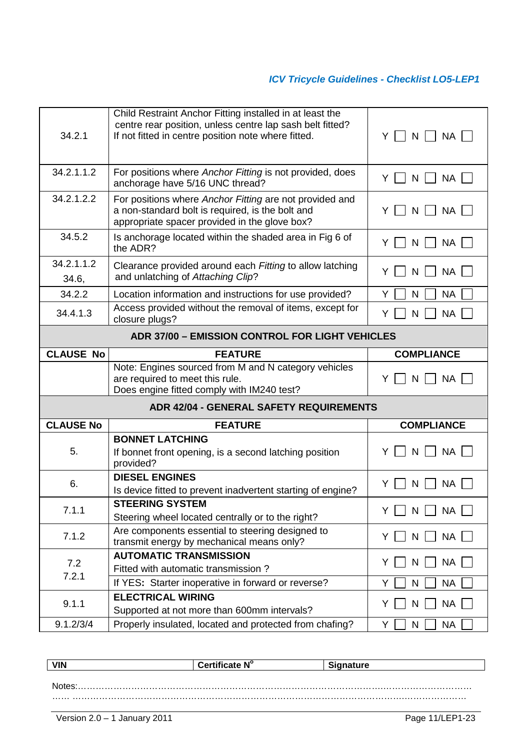| | | |
|---|---|---|
| 34.2.1 | Child Restraint Anchor Fitting installed in at least the centre rear position, unless centre lap sash belt fitted? If not fitted in centre position note where fitted. | Y ☐ N ☐ NA ☐ |
| 34.2.1.1.2 | For positions where *Anchor Fitting* is not provided, does anchorage have 5/16 UNC thread? | Y ☐ N ☐ NA ☐ |
| 34.2.1.2.2 | For positions where *Anchor Fitting* are not provided and a non-standard bolt is required, is the bolt and appropriate spacer provided in the glove box? | Y ☐ N ☐ NA ☐ |
| 34.5.2 | Is anchorage located within the shaded area in Fig 6 of the ADR? | Y ☐ N ☐ NA ☐ |
| 34.2.1.1.2<br>34.6, | Clearance provided around each *Fitting* to allow latching and unlatching of *Attaching Clip*? | Y ☐ N ☐ NA ☐ |
| 34.2.2 | Location information and instructions for use provided? | Y ☐ N ☐ NA ☐ |
| 34.4.1.3 | Access provided without the removal of items, except for closure plugs? | Y ☐ N ☐ NA ☐ |

**ADR 37/00 – EMISSION CONTROL FOR LIGHT VEHICLES**

| CLAUSE No | FEATURE | COMPLIANCE |
|---|---|---|
| | Note: Engines sourced from M and N category vehicles are required to meet this rule.<br>Does engine fitted comply with IM240 test? | Y ☐ N ☐ NA ☐ |

**ADR 42/04 - GENERAL SAFETY REQUIREMENTS**

| CLAUSE No | FEATURE | COMPLIANCE |
|---|---|---|
| 5. | **BONNET LATCHING**<br>If bonnet front opening, is a second latching position provided? | Y ☐ N ☐ NA ☐ |
| 6. | **DIESEL ENGINES**<br>Is device fitted to prevent inadvertent starting of engine? | Y ☐ N ☐ NA ☐ |
| 7.1.1 | **STEERING SYSTEM**<br>Steering wheel located centrally or to the right? | Y ☐ N ☐ NA ☐ |
| 7.1.2 | Are components essential to steering designed to transmit energy by mechanical means only? | Y ☐ N ☐ NA ☐ |
| 7.2<br>7.2.1 | **AUTOMATIC TRANSMISSION**<br>Fitted with automatic transmission ? | Y ☐ N ☐ NA ☐ |
| | If YES**:** Starter inoperative in forward or reverse? | Y ☐ N ☐ NA ☐ |
| 9.1.1 | **ELECTRICAL WIRING**<br>Supported at not more than 600mm intervals? | Y ☐ N ☐ NA ☐ |
| 9.1.2/3/4 | Properly insulated, located and protected from chafing? | Y ☐ N ☐ NA ☐ |

| VIN | Certificate N° | Signature |
|---|---|---|

Notes:……………………………………………………………………………………………………………………
…… ……………………………………………………………………………………………………………………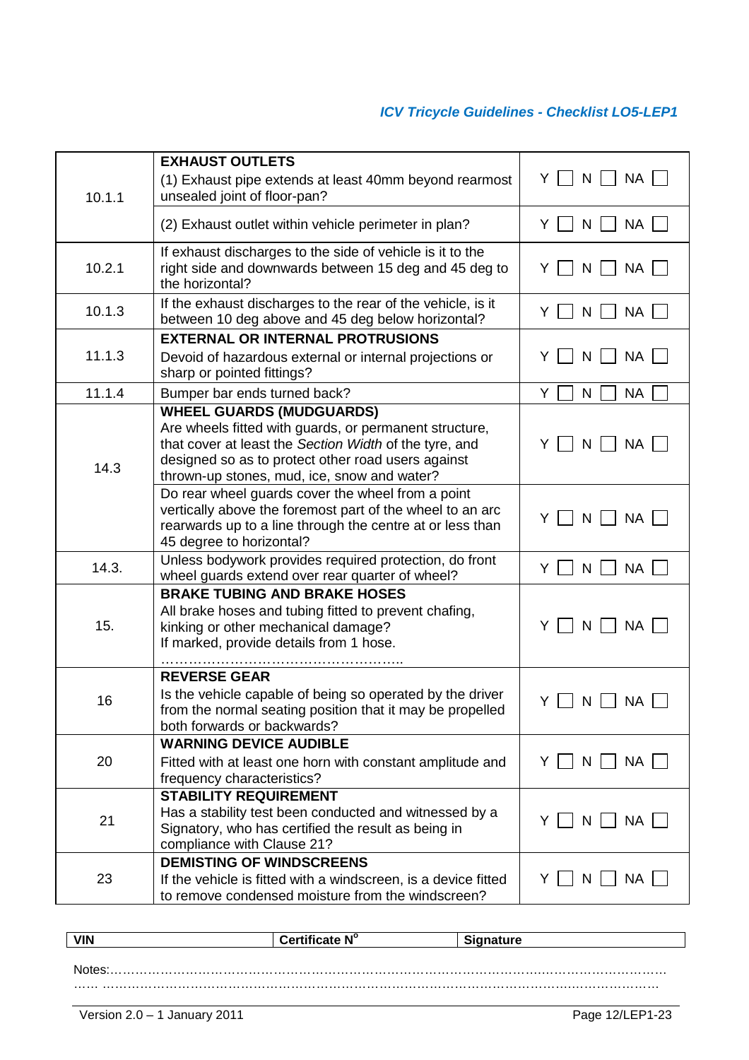| | | |
|---|---|---|
| 10.1.1 | **EXHAUST OUTLETS**<br>(1) Exhaust pipe extends at least 40mm beyond rearmost unsealed joint of floor-pan? | Y ☐ N ☐ NA ☐ |
| | (2) Exhaust outlet within vehicle perimeter in plan? | Y ☐ N ☐ NA ☐ |
| 10.2.1 | If exhaust discharges to the side of vehicle is it to the right side and downwards between 15 deg and 45 deg to the horizontal? | Y ☐ N ☐ NA ☐ |
| 10.1.3 | If the exhaust discharges to the rear of the vehicle, is it between 10 deg above and 45 deg below horizontal? | Y ☐ N ☐ NA ☐ |
| 11.1.3 | **EXTERNAL OR INTERNAL PROTRUSIONS**<br>Devoid of hazardous external or internal projections or sharp or pointed fittings? | Y ☐ N ☐ NA ☐ |
| 11.1.4 | Bumper bar ends turned back? | Y ☐ N ☐ NA ☐ |
| 14.3 | **WHEEL GUARDS (MUDGUARDS)**<br>Are wheels fitted with guards, or permanent structure, that cover at least the *Section Width* of the tyre, and designed so as to protect other road users against thrown-up stones, mud, ice, snow and water? | Y ☐ N ☐ NA ☐ |
| | Do rear wheel guards cover the wheel from a point vertically above the foremost part of the wheel to an arc rearwards up to a line through the centre at or less than 45 degree to horizontal? | Y ☐ N ☐ NA ☐ |
| 14.3. | Unless bodywork provides required protection, do front wheel guards extend over rear quarter of wheel? | Y ☐ N ☐ NA ☐ |
| 15. | **BRAKE TUBING AND BRAKE HOSES**<br>All brake hoses and tubing fitted to prevent chafing, kinking or other mechanical damage?<br>If marked, provide details from 1 hose.<br>…………………………………………….. | Y ☐ N ☐ NA ☐ |
| 16 | **REVERSE GEAR**<br>Is the vehicle capable of being so operated by the driver from the normal seating position that it may be propelled both forwards or backwards? | Y ☐ N ☐ NA ☐ |
| 20 | **WARNING DEVICE AUDIBLE**<br>Fitted with at least one horn with constant amplitude and frequency characteristics? | Y ☐ N ☐ NA ☐ |
| 21 | **STABILITY REQUIREMENT**<br>Has a stability test been conducted and witnessed by a Signatory, who has certified the result as being in compliance with Clause 21? | Y ☐ N ☐ NA ☐ |
| 23 | **DEMISTING OF WINDSCREENS**<br>If the vehicle is fitted with a windscreen, is a device fitted to remove condensed moisture from the windscreen? | Y ☐ N ☐ NA ☐ |

| **VIN** | **Certificate N°** | **Signature** |
|---|---|---|

Notes:…………………………………………………………………………………………………………………
…… ………………………………………………………………………………………………………………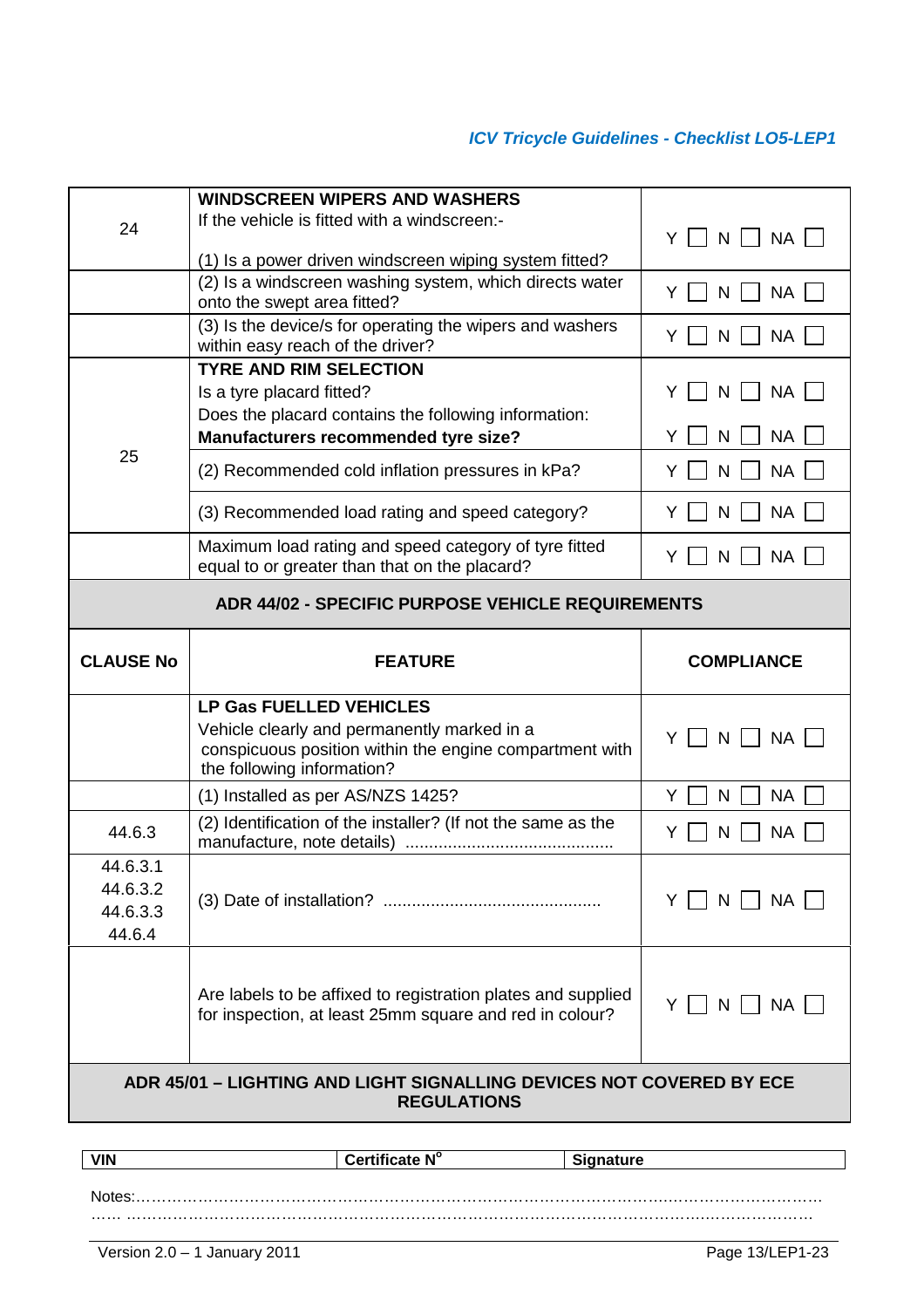| | | |
|---|---|---|
| 24 | **WINDSCREEN WIPERS AND WASHERS**<br>If the vehicle is fitted with a windscreen:-<br>(1) Is a power driven windscreen wiping system fitted? | Y ☐ N ☐ NA ☐ |
| | (2) Is a windscreen washing system, which directs water onto the swept area fitted? | Y ☐ N ☐ NA ☐ |
| | (3) Is the device/s for operating the wipers and washers within easy reach of the driver? | Y ☐ N ☐ NA ☐ |
| 25 | **TYRE AND RIM SELECTION**<br>Is a tyre placard fitted?<br>Does the placard contains the following information:<br>**Manufacturers recommended tyre size?** | Y ☐ N ☐ NA ☐<br>Y ☐ N ☐ NA ☐ |
| | (2) Recommended cold inflation pressures in kPa? | Y ☐ N ☐ NA ☐ |
| | (3) Recommended load rating and speed category? | Y ☐ N ☐ NA ☐ |
| | Maximum load rating and speed category of tyre fitted equal to or greater than that on the placard? | Y ☐ N ☐ NA ☐ |

## ADR 44/02 - SPECIFIC PURPOSE VEHICLE REQUIREMENTS

| CLAUSE No | FEATURE | COMPLIANCE |
|---|---|---|
| | **LP Gas FUELLED VEHICLES**<br>Vehicle clearly and permanently marked in a conspicuous position within the engine compartment with the following information? | Y ☐ N ☐ NA ☐ |
| | (1) Installed as per AS/NZS 1425? | Y ☐ N ☐ NA ☐ |
| 44.6.3 | (2) Identification of the installer? (If not the same as the manufacture, note details) ........................................... | Y ☐ N ☐ NA ☐ |
| 44.6.3.1<br>44.6.3.2<br>44.6.3.3<br>44.6.4 | (3) Date of installation? ............................................. | Y ☐ N ☐ NA ☐ |
| | Are labels to be affixed to registration plates and supplied for inspection, at least 25mm square and red in colour? | Y ☐ N ☐ NA ☐ |

## ADR 45/01 – LIGHTING AND LIGHT SIGNALLING DEVICES NOT COVERED BY ECE REGULATIONS

| VIN | Certificate N° | Signature |
|---|---|---|

Notes:……………………………………………………………………………………………………………………
…… ……………………………………………………………………………………………………………………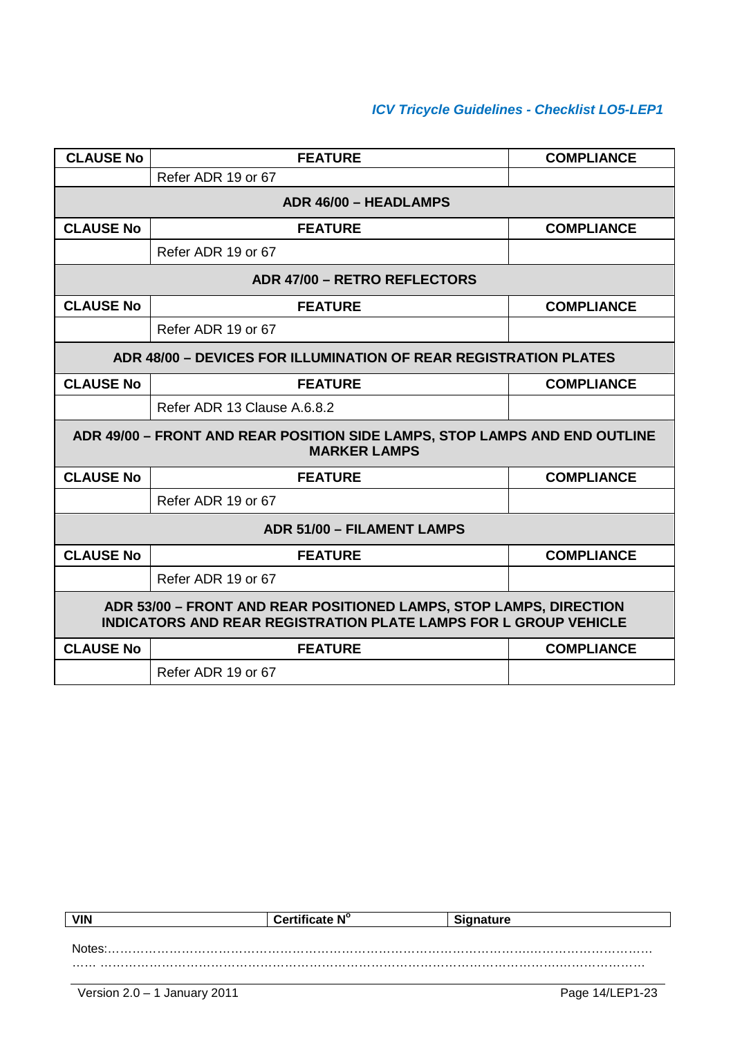| CLAUSE No | FEATURE | COMPLIANCE |
|---|---|---|
| | Refer ADR 19 or 67 | |

**ADR 46/00 – HEADLAMPS**

| CLAUSE No | FEATURE | COMPLIANCE |
|---|---|---|
| | Refer ADR 19 or 67 | |

**ADR 47/00 – RETRO REFLECTORS**

| CLAUSE No | FEATURE | COMPLIANCE |
|---|---|---|
| | Refer ADR 19 or 67 | |

**ADR 48/00 – DEVICES FOR ILLUMINATION OF REAR REGISTRATION PLATES**

| CLAUSE No | FEATURE | COMPLIANCE |
|---|---|---|
| | Refer ADR 13 Clause A.6.8.2 | |

**ADR 49/00 – FRONT AND REAR POSITION SIDE LAMPS, STOP LAMPS AND END OUTLINE MARKER LAMPS**

| CLAUSE No | FEATURE | COMPLIANCE |
|---|---|---|
| | Refer ADR 19 or 67 | |

**ADR 51/00 – FILAMENT LAMPS**

| CLAUSE No | FEATURE | COMPLIANCE |
|---|---|---|
| | Refer ADR 19 or 67 | |

**ADR 53/00 – FRONT AND REAR POSITIONED LAMPS, STOP LAMPS, DIRECTION INDICATORS AND REAR REGISTRATION PLATE LAMPS FOR L GROUP VEHICLE**

| CLAUSE No | FEATURE | COMPLIANCE |
|---|---|---|
| | Refer ADR 19 or 67 | |

| VIN | Certificate N° | Signature |
|---|---|---|

Notes:……………………………………………………………………………………………………………
…… ……………………………………………………………………………………………………………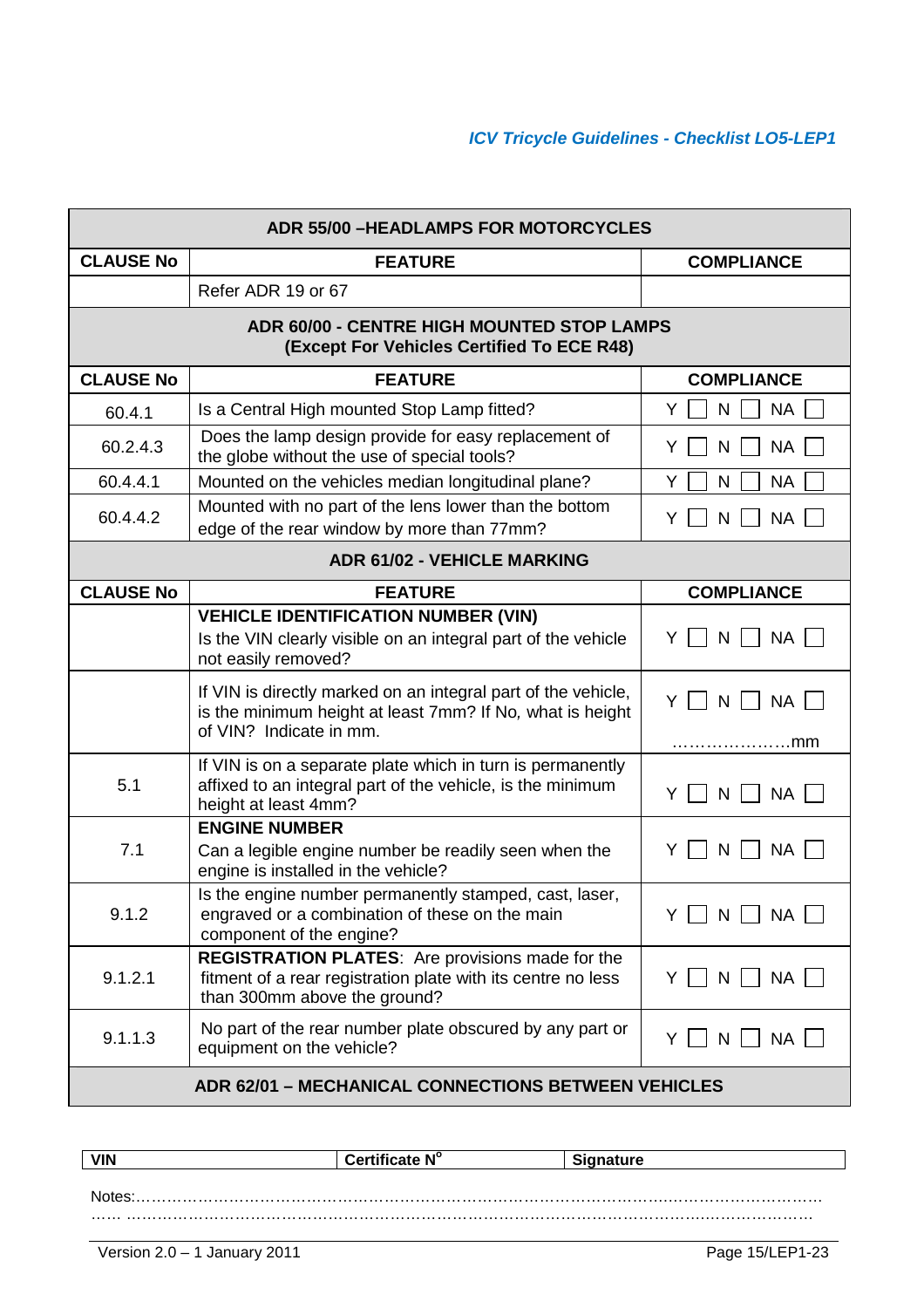| ADR 55/00 –HEADLAMPS FOR MOTORCYCLES | | |
|---|---|---|
| **CLAUSE No** | **FEATURE** | **COMPLIANCE** |
| | Refer ADR 19 or 67 | |
| **ADR 60/00 - CENTRE HIGH MOUNTED STOP LAMPS (Except For Vehicles Certified To ECE R48)** | | |
| **CLAUSE No** | **FEATURE** | **COMPLIANCE** |
| 60.4.1 | Is a Central High mounted Stop Lamp fitted? | Y ☐ N ☐ NA ☐ |
| 60.2.4.3 | Does the lamp design provide for easy replacement of the globe without the use of special tools? | Y ☐ N ☐ NA ☐ |
| 60.4.4.1 | Mounted on the vehicles median longitudinal plane? | Y ☐ N ☐ NA ☐ |
| 60.4.4.2 | Mounted with no part of the lens lower than the bottom edge of the rear window by more than 77mm? | Y ☐ N ☐ NA ☐ |
| **ADR 61/02 - VEHICLE MARKING** | | |
| **CLAUSE No** | **FEATURE** | **COMPLIANCE** |
| | **VEHICLE IDENTIFICATION NUMBER (VIN)** Is the VIN clearly visible on an integral part of the vehicle not easily removed? | Y ☐ N ☐ NA ☐ |
| | If VIN is directly marked on an integral part of the vehicle, is the minimum height at least 7mm? If No, what is height of VIN? Indicate in mm. | Y ☐ N ☐ NA ☐ …………………mm |
| 5.1 | If VIN is on a separate plate which in turn is permanently affixed to an integral part of the vehicle, is the minimum height at least 4mm? | Y ☐ N ☐ NA ☐ |
| 7.1 | **ENGINE NUMBER** Can a legible engine number be readily seen when the engine is installed in the vehicle? | Y ☐ N ☐ NA ☐ |
| 9.1.2 | Is the engine number permanently stamped, cast, laser, engraved or a combination of these on the main component of the engine? | Y ☐ N ☐ NA ☐ |
| 9.1.2.1 | **REGISTRATION PLATES**: Are provisions made for the fitment of a rear registration plate with its centre no less than 300mm above the ground? | Y ☐ N ☐ NA ☐ |
| 9.1.1.3 | No part of the rear number plate obscured by any part or equipment on the vehicle? | Y ☐ N ☐ NA ☐ |
| **ADR 62/01 – MECHANICAL CONNECTIONS BETWEEN VEHICLES** | | |

| **VIN** | **Certificate N°** | **Signature** |
|---|---|---|

Notes:……………………………………………………………………………………………………………
…… ……………………………………………………………………………………………………………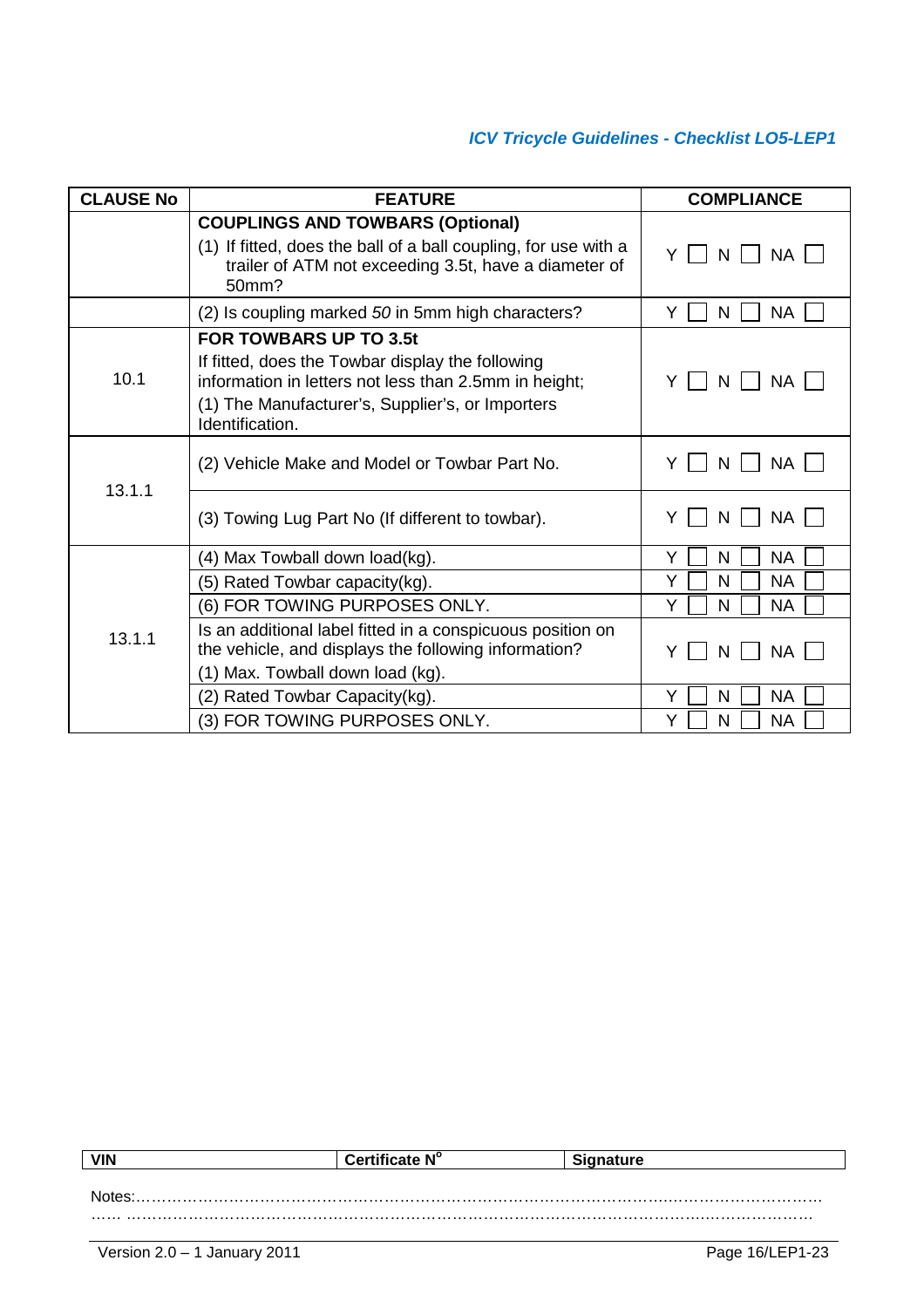| CLAUSE No | FEATURE | COMPLIANCE |
|---|---|---|
| | **COUPLINGS AND TOWBARS (Optional)**<br>(1) If fitted, does the ball of a ball coupling, for use with a trailer of ATM not exceeding 3.5t, have a diameter of 50mm? | Y ☐ N ☐ NA ☐ |
| | (2) Is coupling marked *50* in 5mm high characters? | Y ☐ N ☐ NA ☐ |
| 10.1 | **FOR TOWBARS UP TO 3.5t**<br>If fitted, does the Towbar display the following information in letters not less than 2.5mm in height;<br>(1) The Manufacturer's, Supplier's, or Importers Identification. | Y ☐ N ☐ NA ☐ |
| 13.1.1 | (2) Vehicle Make and Model or Towbar Part No. | Y ☐ N ☐ NA ☐ |
| | (3) Towing Lug Part No (If different to towbar). | Y ☐ N ☐ NA ☐ |
| 13.1.1 | (4) Max Towball down load(kg). | Y ☐ N ☐ NA ☐ |
| | (5) Rated Towbar capacity(kg). | Y ☐ N ☐ NA ☐ |
| | (6) FOR TOWING PURPOSES ONLY. | Y ☐ N ☐ NA ☐ |
| | Is an additional label fitted in a conspicuous position on the vehicle, and displays the following information?<br>(1) Max. Towball down load (kg). | Y ☐ N ☐ NA ☐ |
| | (2) Rated Towbar Capacity(kg). | Y ☐ N ☐ NA ☐ |
| | (3) FOR TOWING PURPOSES ONLY. | Y ☐ N ☐ NA ☐ |

| VIN | Certificate N° | Signature |
|---|---|---|

Notes:……………………………………………………………………………………………………………
…… ……………………………………………………………………………………………………………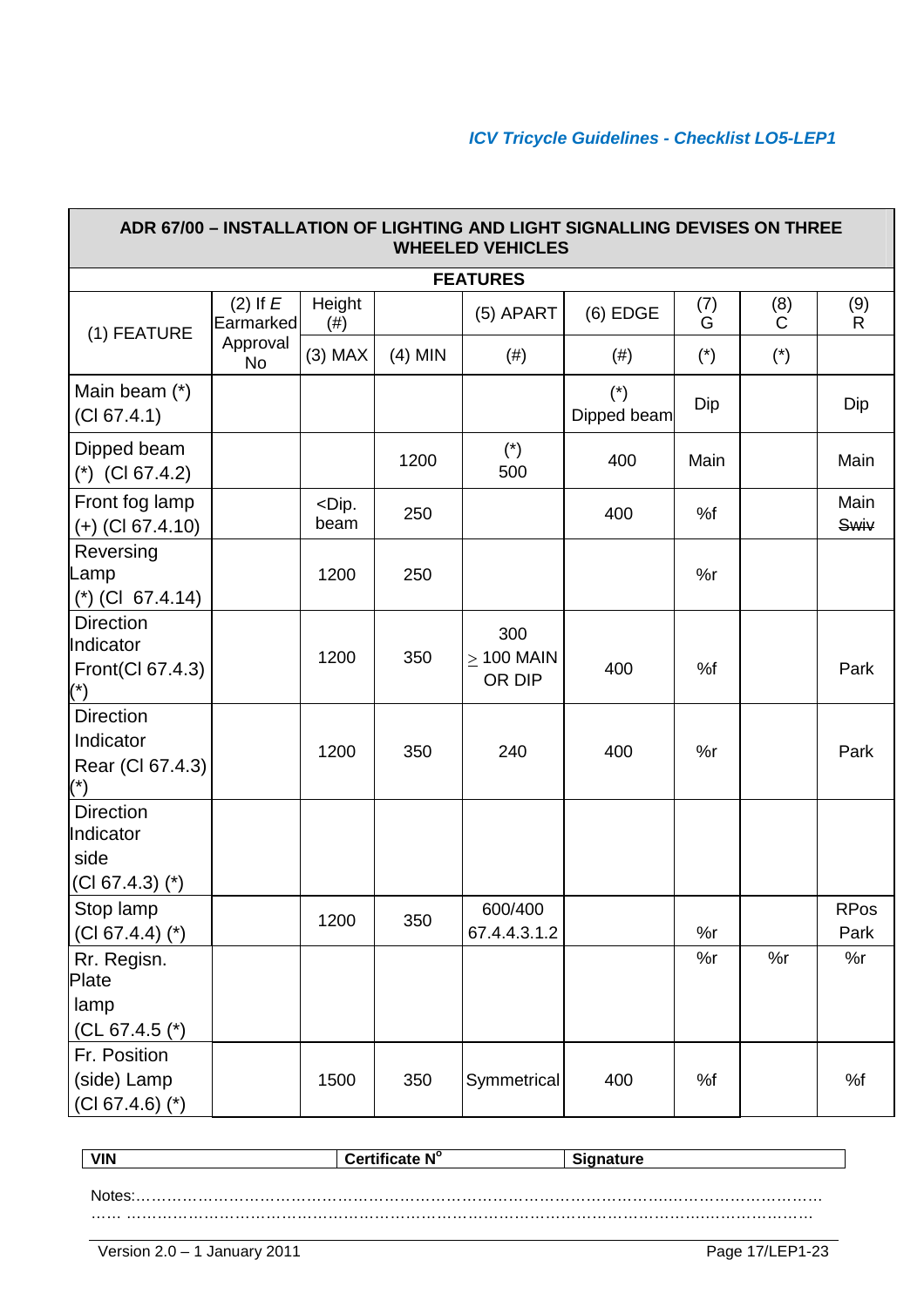| ADR 67/00 – INSTALLATION OF LIGHTING AND LIGHT SIGNALLING DEVISES ON THREE WHEELED VEHICLES | | | | | | | | |
|---|---|---|---|---|---|---|---|---|
| **FEATURES** | | | | | | | | |
| (1) FEATURE | (2) If *E* Earmarked Approval No | Height (#) | | (5) APART | (6) EDGE | (7) G | (8) C | (9) R |
| | | (3) MAX | (4) MIN | (#) | (#) | (*) | (*) | |
| Main beam (*) (Cl 67.4.1) | | | | | (*) Dipped beam | Dip | | Dip |
| Dipped beam (*) (Cl 67.4.2) | | | 1200 | (*) 500 | 400 | Main | | Main |
| Front fog lamp (+) (Cl 67.4.10) | | <Dip. beam | 250 | | 400 | %f | | Main ~~Swiv~~ |
| Reversing Lamp (*) (Cl 67.4.14) | | 1200 | 250 | | | %r | | |
| Direction Indicator Front(Cl 67.4.3) (*) | | 1200 | 350 | 300 ≥ 100 MAIN OR DIP | 400 | %f | | Park |
| Direction Indicator Rear (Cl 67.4.3) (*) | | 1200 | 350 | 240 | 400 | %r | | Park |
| Direction Indicator side (Cl 67.4.3) (*) | | | | | | | | |
| Stop lamp (Cl 67.4.4) (*) | | 1200 | 350 | 600/400 67.4.4.3.1.2 | | %r | | RPos Park |
| Rr. Regisn. Plate lamp (CL 67.4.5 (*) | | | | | | %r | %r | %r |
| Fr. Position (side) Lamp (Cl 67.4.6) (*) | | 1500 | 350 | Symmetrical | 400 | %f | | %f |

| VIN | Certificate N° | Signature |
|---|---|---|

Notes:……………………………………………………………………………………………………………
…… ……………………………………………………………………………………………………………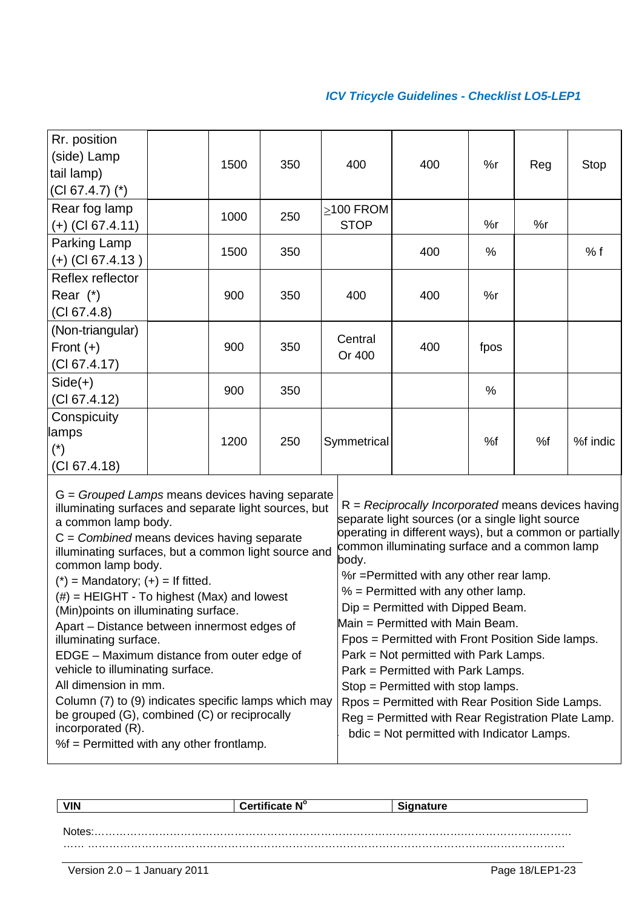| Rr. position (side) Lamp tail lamp) (Cl 67.4.7) (*) | | 1500 | 350 | 400 | 400 | %r | Reg | Stop |
|---|---|---|---|---|---|---|---|---|
| Rear fog lamp (+) (Cl 67.4.11) | | 1000 | 250 | ≥100 FROM STOP | | %r | %r | |
| Parking Lamp (+) (Cl 67.4.13 ) | | 1500 | 350 | | 400 | % | | % f |
| Reflex reflector Rear (*) (Cl 67.4.8) | | 900 | 350 | 400 | 400 | %r | | |
| (Non-triangular) Front (+) (Cl 67.4.17) | | 900 | 350 | Central Or 400 | 400 | fpos | | |
| Side(+) (Cl 67.4.12) | | 900 | 350 | | | % | | |
| Conspicuity lamps (*) (Cl 67.4.18) | | 1200 | 250 | Symmetrical | | %f | %f | %f indic |

G = *Grouped Lamps* means devices having separate illuminating surfaces and separate light sources, but a common lamp body.

C = *Combined* means devices having separate illuminating surfaces, but a common light source and common lamp body.

(*) = Mandatory; (+) = If fitted.

(#) = HEIGHT - To highest (Max) and lowest (Min)points on illuminating surface.

Apart – Distance between innermost edges of illuminating surface.

EDGE – Maximum distance from outer edge of vehicle to illuminating surface.

All dimension in mm.

Column (7) to (9) indicates specific lamps which may be grouped (G), combined (C) or reciprocally incorporated (R).

%f = Permitted with any other frontlamp.

R = *Reciprocally Incorporated* means devices having separate light sources (or a single light source operating in different ways), but a common or partially common illuminating surface and a common lamp body.

%r =Permitted with any other rear lamp.

% = Permitted with any other lamp.

Dip = Permitted with Dipped Beam.

Main = Permitted with Main Beam.

Fpos = Permitted with Front Position Side lamps.

Park = Not permitted with Park Lamps.

Park = Permitted with Park Lamps.

Stop = Permitted with stop lamps.

Rpos = Permitted with Rear Position Side Lamps.

Reg = Permitted with Rear Registration Plate Lamp.

bdic = Not permitted with Indicator Lamps.

| VIN | Certificate N° | Signature |
|---|---|---|

Notes:…………………………………………………………………………………………………………………
…… ……………………………………………………………………………………………………………………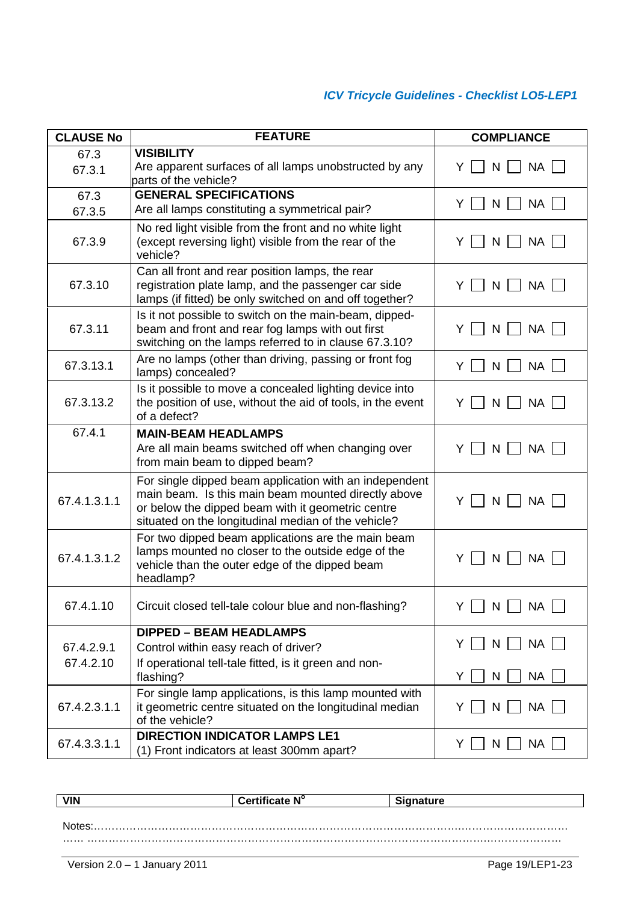| CLAUSE No | FEATURE | COMPLIANCE |
|---|---|---|
| 67.3<br>67.3.1 | **VISIBILITY**<br>Are apparent surfaces of all lamps unobstructed by any parts of the vehicle? | Y ☐ N ☐ NA ☐ |
| 67.3<br>67.3.5 | **GENERAL SPECIFICATIONS**<br>Are all lamps constituting a symmetrical pair? | Y ☐ N ☐ NA ☐ |
| 67.3.9 | No red light visible from the front and no white light (except reversing light) visible from the rear of the vehicle? | Y ☐ N ☐ NA ☐ |
| 67.3.10 | Can all front and rear position lamps, the rear registration plate lamp, and the passenger car side lamps (if fitted) be only switched on and off together? | Y ☐ N ☐ NA ☐ |
| 67.3.11 | Is it not possible to switch on the main-beam, dipped-beam and front and rear fog lamps with out first switching on the lamps referred to in clause 67.3.10? | Y ☐ N ☐ NA ☐ |
| 67.3.13.1 | Are no lamps (other than driving, passing or front fog lamps) concealed? | Y ☐ N ☐ NA ☐ |
| 67.3.13.2 | Is it possible to move a concealed lighting device into the position of use, without the aid of tools, in the event of a defect? | Y ☐ N ☐ NA ☐ |
| 67.4.1 | **MAIN-BEAM HEADLAMPS**<br>Are all main beams switched off when changing over from main beam to dipped beam? | Y ☐ N ☐ NA ☐ |
| 67.4.1.3.1.1 | For single dipped beam application with an independent main beam. Is this main beam mounted directly above or below the dipped beam with it geometric centre situated on the longitudinal median of the vehicle? | Y ☐ N ☐ NA ☐ |
| 67.4.1.3.1.2 | For two dipped beam applications are the main beam lamps mounted no closer to the outside edge of the vehicle than the outer edge of the dipped beam headlamp? | Y ☐ N ☐ NA ☐ |
| 67.4.1.10 | Circuit closed tell-tale colour blue and non-flashing? | Y ☐ N ☐ NA ☐ |
| 67.4.2.9.1<br>67.4.2.10 | **DIPPED – BEAM HEADLAMPS**<br>Control within easy reach of driver?<br>If operational tell-tale fitted, is it green and non-flashing? | Y ☐ N ☐ NA ☐<br>Y ☐ N ☐ NA ☐ |
| 67.4.2.3.1.1 | For single lamp applications, is this lamp mounted with it geometric centre situated on the longitudinal median of the vehicle? | Y ☐ N ☐ NA ☐ |
| 67.4.3.3.1.1 | **DIRECTION INDICATOR LAMPS LE1**<br>(1) Front indicators at least 300mm apart? | Y ☐ N ☐ NA ☐ |

| VIN | Certificate N° | Signature |
|---|---|---|

Notes:………………………………………………………………………………………………………………
…… ……………………………………………………………………………………………………………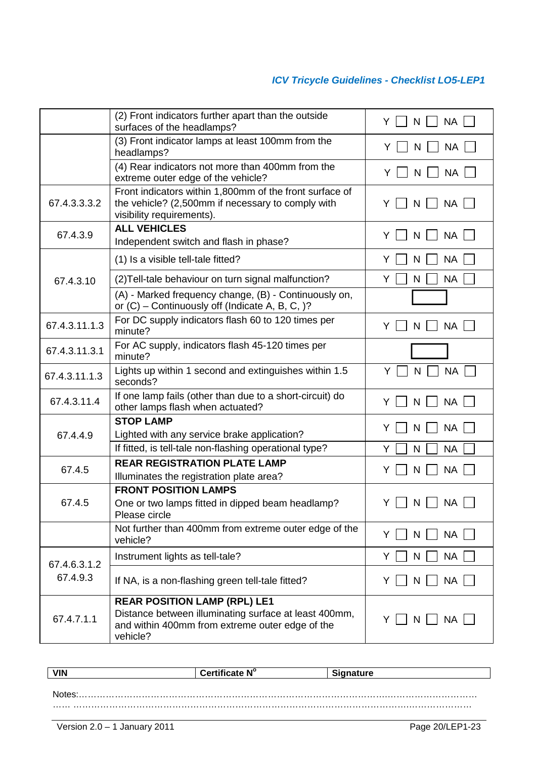| | | |
|---|---|---|
| | (2) Front indicators further apart than the outside surfaces of the headlamps? | Y ☐ N ☐ NA ☐ |
| | (3) Front indicator lamps at least 100mm from the headlamps? | Y ☐ N ☐ NA ☐ |
| | (4) Rear indicators not more than 400mm from the extreme outer edge of the vehicle? | Y ☐ N ☐ NA ☐ |
| 67.4.3.3.3.2 | Front indicators within 1,800mm of the front surface of the vehicle? (2,500mm if necessary to comply with visibility requirements). | Y ☐ N ☐ NA ☐ |
| 67.4.3.9 | **ALL VEHICLES**<br>Independent switch and flash in phase? | Y ☐ N ☐ NA ☐ |
| 67.4.3.10 | (1) Is a visible tell-tale fitted? | Y ☐ N ☐ NA ☐ |
| | (2)Tell-tale behaviour on turn signal malfunction? | Y ☐ N ☐ NA ☐ |
| | (A) - Marked frequency change, (B) - Continuously on, or (C) – Continuously off (Indicate A, B, C, )? | ☐ |
| 67.4.3.11.1.3 | For DC supply indicators flash 60 to 120 times per minute? | Y ☐ N ☐ NA ☐ |
| 67.4.3.11.3.1 | For AC supply, indicators flash 45-120 times per minute? | ☐ |
| 67.4.3.11.1.3 | Lights up within 1 second and extinguishes within 1.5 seconds? | Y ☐ N ☐ NA ☐ |
| 67.4.3.11.4 | If one lamp fails (other than due to a short-circuit) do other lamps flash when actuated? | Y ☐ N ☐ NA ☐ |
| 67.4.4.9 | **STOP LAMP**<br>Lighted with any service brake application? | Y ☐ N ☐ NA ☐ |
| | If fitted, is tell-tale non-flashing operational type? | Y ☐ N ☐ NA ☐ |
| 67.4.5 | **REAR REGISTRATION PLATE LAMP**<br>Illuminates the registration plate area? | Y ☐ N ☐ NA ☐ |
| 67.4.5 | **FRONT POSITION LAMPS**<br>One or two lamps fitted in dipped beam headlamp? Please circle | Y ☐ N ☐ NA ☐ |
| | Not further than 400mm from extreme outer edge of the vehicle? | Y ☐ N ☐ NA ☐ |
| 67.4.6.3.1.2<br>67.4.9.3 | Instrument lights as tell-tale? | Y ☐ N ☐ NA ☐ |
| | If NA, is a non-flashing green tell-tale fitted? | Y ☐ N ☐ NA ☐ |
| 67.4.7.1.1 | **REAR POSITION LAMP (RPL) LE1**<br>Distance between illuminating surface at least 400mm, and within 400mm from extreme outer edge of the vehicle? | Y ☐ N ☐ NA ☐ |

| **VIN** | **Certificate N°** | **Signature** |
|---|---|---|

Notes:……………………………………………………………………………………………………………………
…… ………………………………………………………………………………………………………………………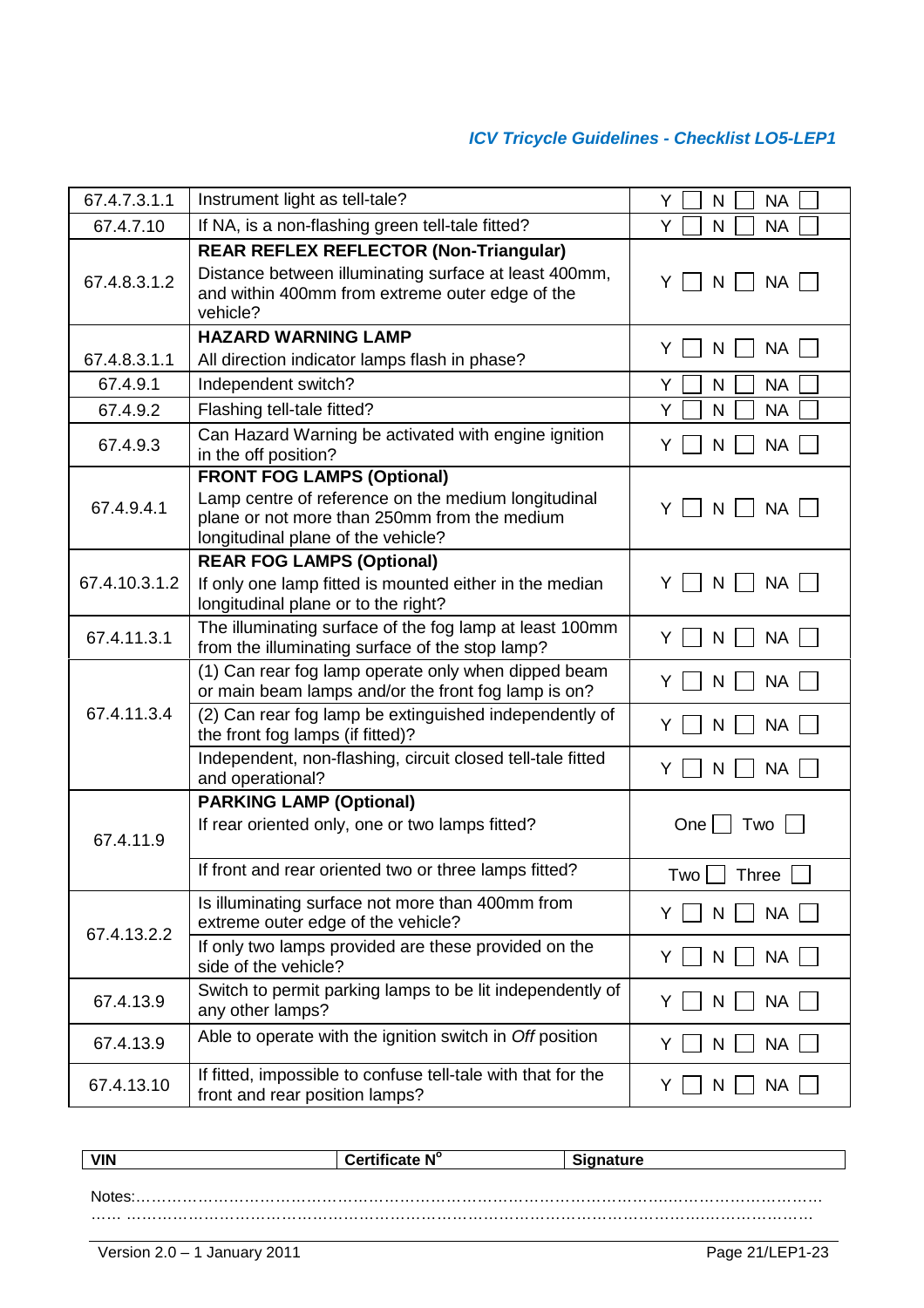| | | |
|---|---|---|
| 67.4.7.3.1.1 | Instrument light as tell-tale? | Y ☐ N ☐ NA ☐ |
| 67.4.7.10 | If NA, is a non-flashing green tell-tale fitted? | Y ☐ N ☐ NA ☐ |
| 67.4.8.3.1.2 | **REAR REFLEX REFLECTOR (Non-Triangular)**<br>Distance between illuminating surface at least 400mm, and within 400mm from extreme outer edge of the vehicle? | Y ☐ N ☐ NA ☐ |
| 67.4.8.3.1.1 | **HAZARD WARNING LAMP**<br>All direction indicator lamps flash in phase? | Y ☐ N ☐ NA ☐ |
| 67.4.9.1 | Independent switch? | Y ☐ N ☐ NA ☐ |
| 67.4.9.2 | Flashing tell-tale fitted? | Y ☐ N ☐ NA ☐ |
| 67.4.9.3 | Can Hazard Warning be activated with engine ignition in the off position? | Y ☐ N ☐ NA ☐ |
| 67.4.9.4.1 | **FRONT FOG LAMPS (Optional)**<br>Lamp centre of reference on the medium longitudinal plane or not more than 250mm from the medium longitudinal plane of the vehicle? | Y ☐ N ☐ NA ☐ |
| 67.4.10.3.1.2 | **REAR FOG LAMPS (Optional)**<br>If only one lamp fitted is mounted either in the median longitudinal plane or to the right? | Y ☐ N ☐ NA ☐ |
| 67.4.11.3.1 | The illuminating surface of the fog lamp at least 100mm from the illuminating surface of the stop lamp? | Y ☐ N ☐ NA ☐ |
| 67.4.11.3.4 | (1) Can rear fog lamp operate only when dipped beam or main beam lamps and/or the front fog lamp is on? | Y ☐ N ☐ NA ☐ |
| | (2) Can rear fog lamp be extinguished independently of the front fog lamps (if fitted)? | Y ☐ N ☐ NA ☐ |
| | Independent, non-flashing, circuit closed tell-tale fitted and operational? | Y ☐ N ☐ NA ☐ |
| 67.4.11.9 | **PARKING LAMP (Optional)**<br>If rear oriented only, one or two lamps fitted? | One ☐ Two ☐ |
| | If front and rear oriented two or three lamps fitted? | Two ☐ Three ☐ |
| 67.4.13.2.2 | Is illuminating surface not more than 400mm from extreme outer edge of the vehicle? | Y ☐ N ☐ NA ☐ |
| | If only two lamps provided are these provided on the side of the vehicle? | Y ☐ N ☐ NA ☐ |
| 67.4.13.9 | Switch to permit parking lamps to be lit independently of any other lamps? | Y ☐ N ☐ NA ☐ |
| 67.4.13.9 | Able to operate with the ignition switch in *Off* position | Y ☐ N ☐ NA ☐ |
| 67.4.13.10 | If fitted, impossible to confuse tell-tale with that for the front and rear position lamps? | Y ☐ N ☐ NA ☐ |

| VIN | Certificate N° | Signature |
|---|---|---|
| | | |

Notes:…………………………………………………………………………………………………………………
…… ………………………………………………………………………………………………………………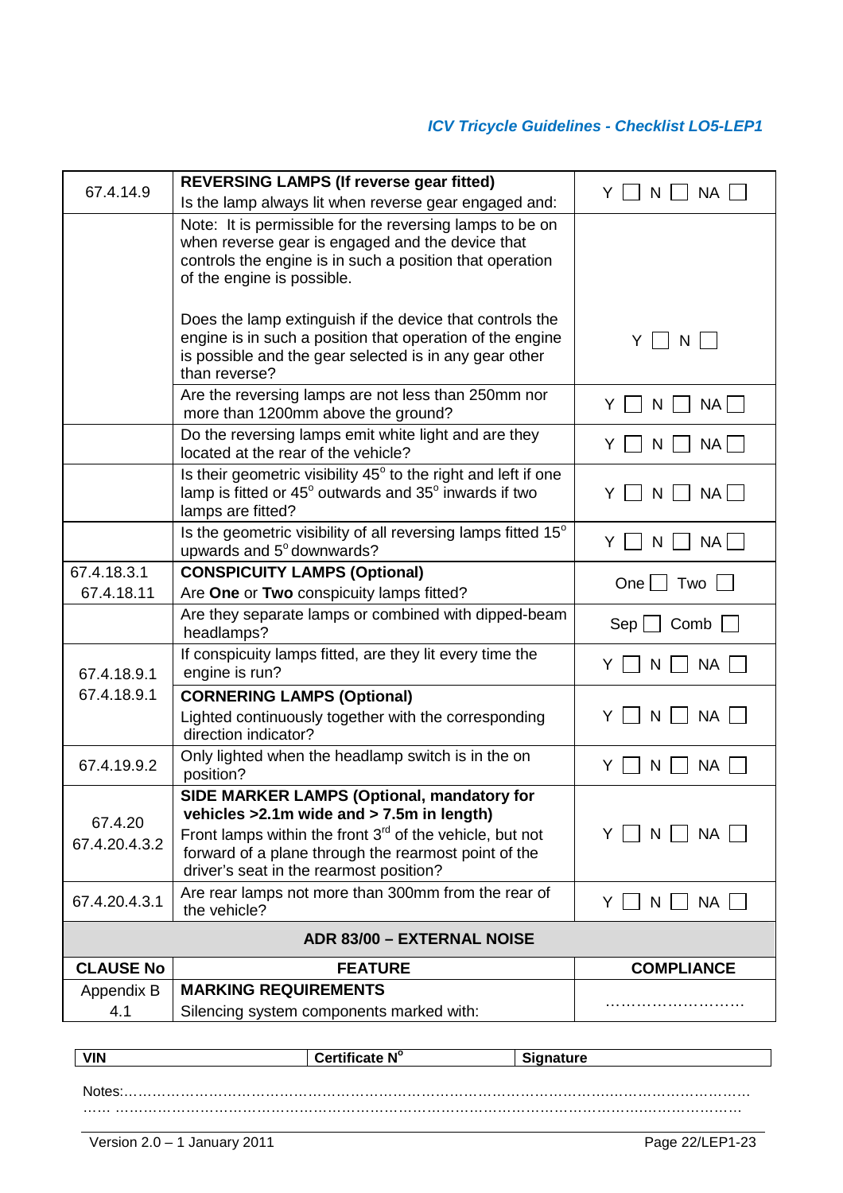| | | |
|---|---|---|
| 67.4.14.9 | **REVERSING LAMPS (If reverse gear fitted)**<br>Is the lamp always lit when reverse gear engaged and: | Y ☐ N ☐ NA ☐ |
| | Note: It is permissible for the reversing lamps to be on when reverse gear is engaged and the device that controls the engine is in such a position that operation of the engine is possible.<br><br>Does the lamp extinguish if the device that controls the engine is in such a position that operation of the engine is possible and the gear selected is in any gear other than reverse? | Y ☐ N ☐ |
| | Are the reversing lamps are not less than 250mm nor more than 1200mm above the ground? | Y ☐ N ☐ NA ☐ |
| | Do the reversing lamps emit white light and are they located at the rear of the vehicle? | Y ☐ N ☐ NA ☐ |
| | Is their geometric visibility 45° to the right and left if one lamp is fitted or 45° outwards and 35° inwards if two lamps are fitted? | Y ☐ N ☐ NA ☐ |
| | Is the geometric visibility of all reversing lamps fitted 15° upwards and 5° downwards? | Y ☐ N ☐ NA ☐ |
| 67.4.18.3.1<br>67.4.18.11 | **CONSPICUITY LAMPS (Optional)**<br>Are **One** or **Two** conspicuity lamps fitted? | One ☐ Two ☐ |
| | Are they separate lamps or combined with dipped-beam headlamps? | Sep ☐ Comb ☐ |
| 67.4.18.9.1 | If conspicuity lamps fitted, are they lit every time the engine is run? | Y ☐ N ☐ NA ☐ |
| 67.4.18.9.1 | **CORNERING LAMPS (Optional)**<br>Lighted continuously together with the corresponding direction indicator? | Y ☐ N ☐ NA ☐ |
| 67.4.19.9.2 | Only lighted when the headlamp switch is in the on position? | Y ☐ N ☐ NA ☐ |
| 67.4.20<br>67.4.20.4.3.2 | **SIDE MARKER LAMPS (Optional, mandatory for vehicles >2.1m wide and > 7.5m in length)**<br>Front lamps within the front 3rd of the vehicle, but not forward of a plane through the rearmost point of the driver's seat in the rearmost position? | Y ☐ N ☐ NA ☐ |
| 67.4.20.4.3.1 | Are rear lamps not more than 300mm from the rear of the vehicle? | Y ☐ N ☐ NA ☐ |
| | **ADR 83/00 – EXTERNAL NOISE** | |
| **CLAUSE No** | **FEATURE** | **COMPLIANCE** |
| Appendix B 4.1 | **MARKING REQUIREMENTS**<br>Silencing system components marked with: | ……………………… |

| VIN | Certificate N° | Signature |
|---|---|---|

Notes:………………………………………………………………………………………………………………
…… ………………………………………………………………………………………………………………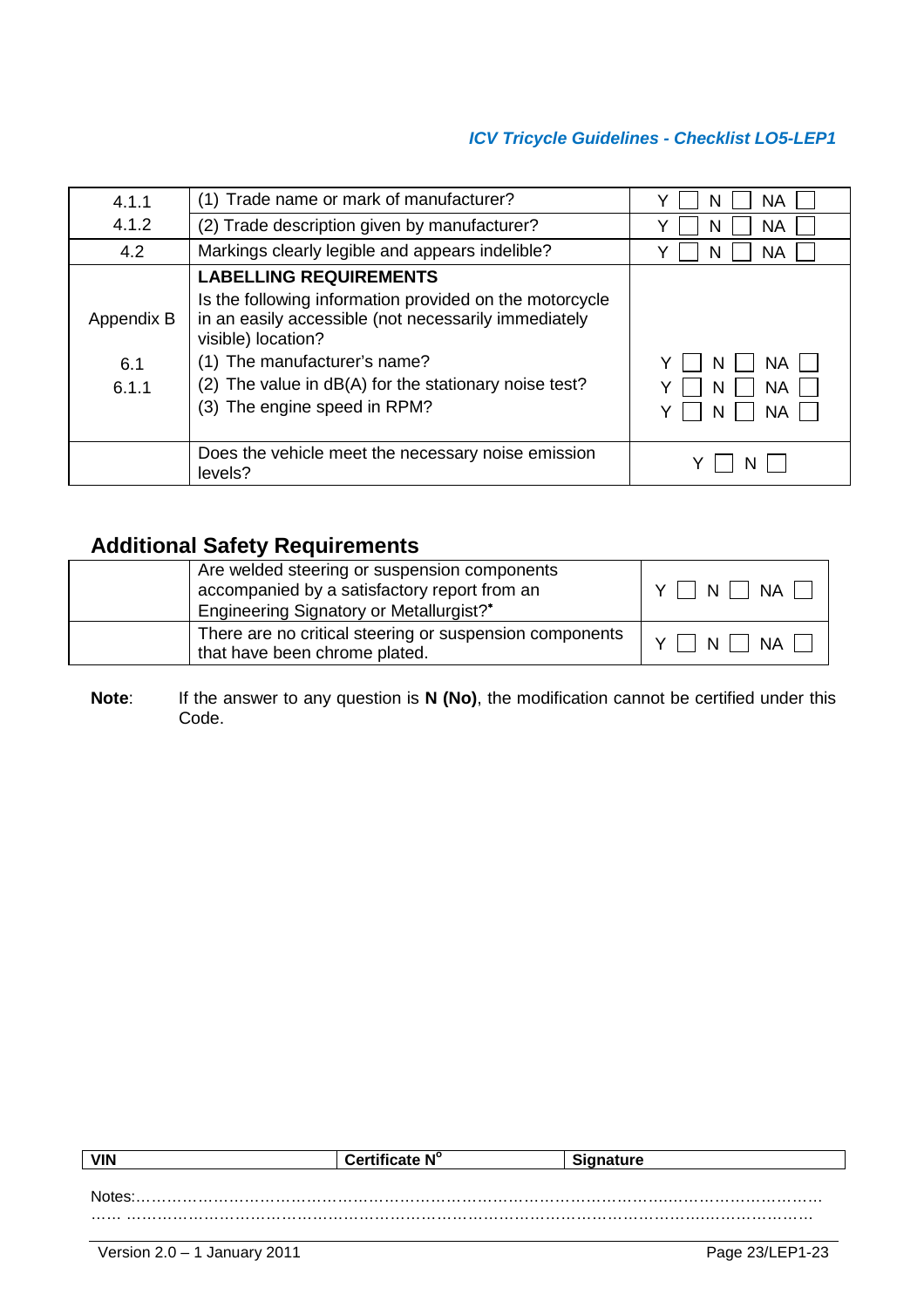| | | |
|---|---|---|
| 4.1.1 | (1) Trade name or mark of manufacturer? | Y ☐ N ☐ NA ☐ |
| 4.1.2 | (2) Trade description given by manufacturer? | Y ☐ N ☐ NA ☐ |
| 4.2 | Markings clearly legible and appears indelible? | Y ☐ N ☐ NA ☐ |
| Appendix B<br>6.1<br>6.1.1 | **LABELLING REQUIREMENTS**<br>Is the following information provided on the motorcycle in an easily accessible (not necessarily immediately visible) location?<br>(1) The manufacturer's name?<br>(2) The value in dB(A) for the stationary noise test?<br>(3) The engine speed in RPM? | <br><br><br>Y ☐ N ☐ NA ☐<br>Y ☐ N ☐ NA ☐<br>Y ☐ N ☐ NA ☐ |
| | Does the vehicle meet the necessary noise emission levels? | Y ☐ N ☐ |

## Additional Safety Requirements

| | | |
|---|---|---|
| | Are welded steering or suspension components accompanied by a satisfactory report from an Engineering Signatory or Metallurgist?* | Y ☐ N ☐ NA ☐ |
| | There are no critical steering or suspension components that have been chrome plated. | Y ☐ N ☐ NA ☐ |

**Note**: If the answer to any question is **N (No)**, the modification cannot be certified under this Code.

| **VIN** | **Certificate N°** | **Signature** |
|---|---|---|

Notes:…………………………………………………………………………………………………………………
…… ……………………………………………………………………………………………………………………